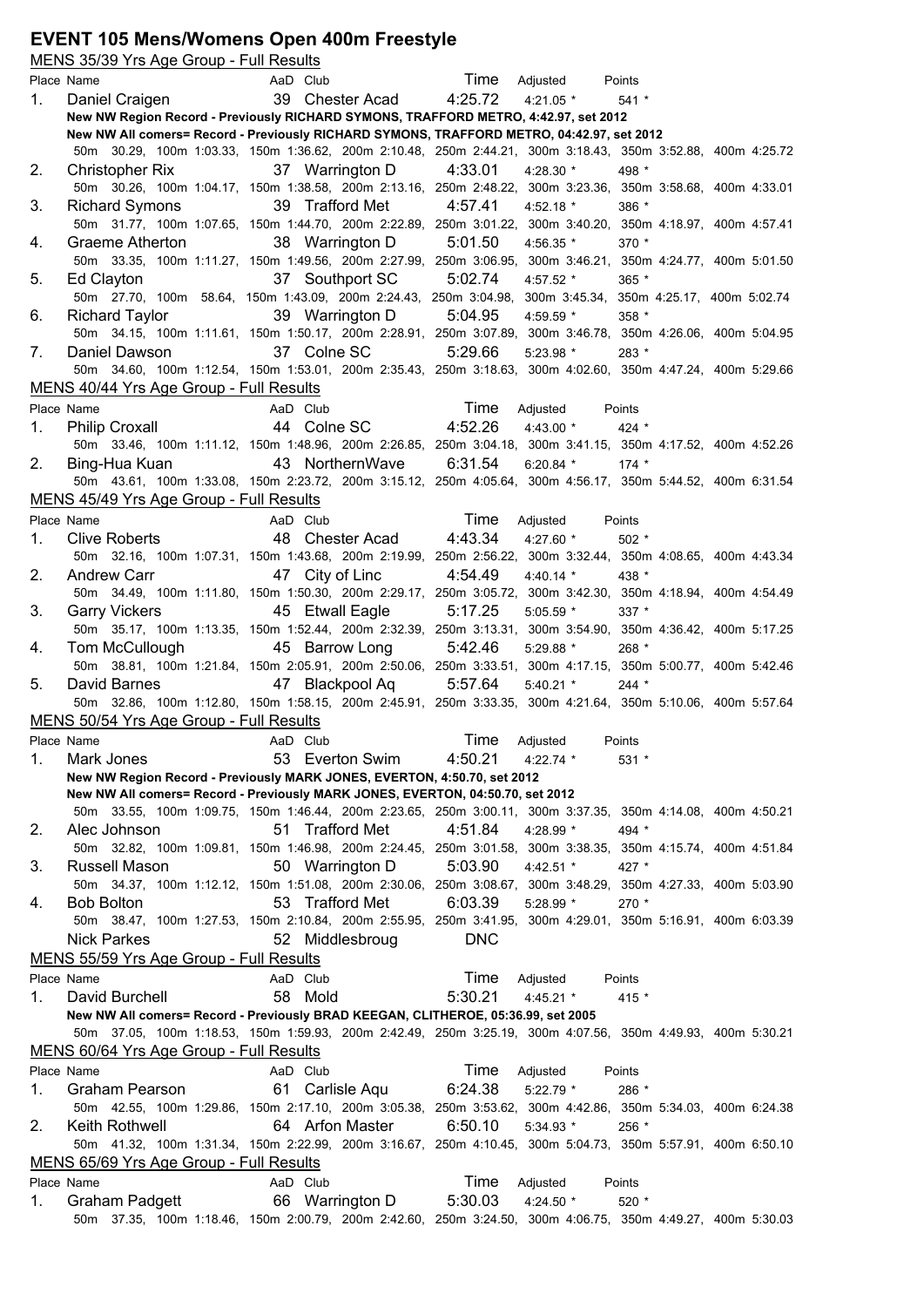# EVENT 105 Mens/Womens Open 400m Freestyle

## MENS 35/39 Yrs Age Group - Full Results

| Place | Name | AaD | Club | Time | Adjusted | Points |
|---|---|---|---|---|---|---|
| 1. | Daniel Craigen | 39 | Chester Acad | 4:25.72 | 4:21.05 * | 541 * |

**New NW Region Record - Previously RICHARD SYMONS, TRAFFORD METRO, 4:42.97, set 2012**

**New NW All comers= Record - Previously RICHARD SYMONS, TRAFFORD METRO, 04:42.97, set 2012**

50m 30.29, 100m 1:03.33, 150m 1:36.62, 200m 2:10.48, 250m 2:44.21, 300m 3:18.43, 350m 3:52.88, 400m 4:25.72

| Place | Name | AaD | Club | Time | Adjusted | Points |
|---|---|---|---|---|---|---|
| 2. | Christopher Rix | 37 | Warrington D | 4:33.01 | 4:28.30 * | 498 * |

50m 30.26, 100m 1:04.17, 150m 1:38.58, 200m 2:13.16, 250m 2:48.22, 300m 3:23.36, 350m 3:58.68, 400m 4:33.01

| Place | Name | AaD | Club | Time | Adjusted | Points |
|---|---|---|---|---|---|---|
| 3. | Richard Symons | 39 | Trafford Met | 4:57.41 | 4:52.18 * | 386 * |

50m 31.77, 100m 1:07.65, 150m 1:44.70, 200m 2:22.89, 250m 3:01.22, 300m 3:40.20, 350m 4:18.97, 400m 4:57.41

| Place | Name | AaD | Club | Time | Adjusted | Points |
|---|---|---|---|---|---|---|
| 4. | Graeme Atherton | 38 | Warrington D | 5:01.50 | 4:56.35 * | 370 * |

50m 33.35, 100m 1:11.27, 150m 1:49.56, 200m 2:27.99, 250m 3:06.95, 300m 3:46.21, 350m 4:24.77, 400m 5:01.50

| Place | Name | AaD | Club | Time | Adjusted | Points |
|---|---|---|---|---|---|---|
| 5. | Ed Clayton | 37 | Southport SC | 5:02.74 | 4:57.52 * | 365 * |

50m 27.70, 100m 58.64, 150m 1:43.09, 200m 2:24.43, 250m 3:04.98, 300m 3:45.34, 350m 4:25.17, 400m 5:02.74

| Place | Name | AaD | Club | Time | Adjusted | Points |
|---|---|---|---|---|---|---|
| 6. | Richard Taylor | 39 | Warrington D | 5:04.95 | 4:59.59 * | 358 * |

50m 34.15, 100m 1:11.61, 150m 1:50.17, 200m 2:28.91, 250m 3:07.89, 300m 3:46.78, 350m 4:26.06, 400m 5:04.95

| Place | Name | AaD | Club | Time | Adjusted | Points |
|---|---|---|---|---|---|---|
| 7. | Daniel Dawson | 37 | Colne SC | 5:29.66 | 5:23.98 * | 283 * |

50m 34.60, 100m 1:12.54, 150m 1:53.01, 200m 2:35.43, 250m 3:18.63, 300m 4:02.60, 350m 4:47.24, 400m 5:29.66

## MENS 40/44 Yrs Age Group - Full Results

| Place | Name | AaD | Club | Time | Adjusted | Points |
|---|---|---|---|---|---|---|
| 1. | Philip Croxall | 44 | Colne SC | 4:52.26 | 4:43.00 * | 424 * |

50m 33.46, 100m 1:11.12, 150m 1:48.96, 200m 2:26.85, 250m 3:04.18, 300m 3:41.15, 350m 4:17.52, 400m 4:52.26

| Place | Name | AaD | Club | Time | Adjusted | Points |
|---|---|---|---|---|---|---|
| 2. | Bing-Hua Kuan | 43 | NorthernWave | 6:31.54 | 6:20.84 * | 174 * |

50m 43.61, 100m 1:33.08, 150m 2:23.72, 200m 3:15.12, 250m 4:05.64, 300m 4:56.17, 350m 5:44.52, 400m 6:31.54

## MENS 45/49 Yrs Age Group - Full Results

| Place | Name | AaD | Club | Time | Adjusted | Points |
|---|---|---|---|---|---|---|
| 1. | Clive Roberts | 48 | Chester Acad | 4:43.34 | 4:27.60 * | 502 * |

50m 32.16, 100m 1:07.31, 150m 1:43.68, 200m 2:19.99, 250m 2:56.22, 300m 3:32.44, 350m 4:08.65, 400m 4:43.34

| Place | Name | AaD | Club | Time | Adjusted | Points |
|---|---|---|---|---|---|---|
| 2. | Andrew Carr | 47 | City of Linc | 4:54.49 | 4:40.14 * | 438 * |

50m 34.49, 100m 1:11.80, 150m 1:50.30, 200m 2:29.17, 250m 3:05.72, 300m 3:42.30, 350m 4:18.94, 400m 4:54.49

| Place | Name | AaD | Club | Time | Adjusted | Points |
|---|---|---|---|---|---|---|
| 3. | Garry Vickers | 45 | Etwall Eagle | 5:17.25 | 5:05.59 * | 337 * |

50m 35.17, 100m 1:13.35, 150m 1:52.44, 200m 2:32.39, 250m 3:13.31, 300m 3:54.90, 350m 4:36.42, 400m 5:17.25

| Place | Name | AaD | Club | Time | Adjusted | Points |
|---|---|---|---|---|---|---|
| 4. | Tom McCullough | 45 | Barrow Long | 5:42.46 | 5:29.88 * | 268 * |

50m 38.81, 100m 1:21.84, 150m 2:05.91, 200m 2:50.06, 250m 3:33.51, 300m 4:17.15, 350m 5:00.77, 400m 5:42.46

| Place | Name | AaD | Club | Time | Adjusted | Points |
|---|---|---|---|---|---|---|
| 5. | David Barnes | 47 | Blackpool Aq | 5:57.64 | 5:40.21 * | 244 * |

50m 32.86, 100m 1:12.80, 150m 1:58.15, 200m 2:45.91, 250m 3:33.35, 300m 4:21.64, 350m 5:10.06, 400m 5:57.64

## MENS 50/54 Yrs Age Group - Full Results

| Place | Name | AaD | Club | Time | Adjusted | Points |
|---|---|---|---|---|---|---|
| 1. | Mark Jones | 53 | Everton Swim | 4:50.21 | 4:22.74 * | 531 * |

**New NW Region Record - Previously MARK JONES, EVERTON, 4:50.70, set 2012**

**New NW All comers= Record - Previously MARK JONES, EVERTON, 04:50.70, set 2012**

50m 33.55, 100m 1:09.75, 150m 1:46.44, 200m 2:23.65, 250m 3:00.11, 300m 3:37.35, 350m 4:14.08, 400m 4:50.21

| Place | Name | AaD | Club | Time | Adjusted | Points |
|---|---|---|---|---|---|---|
| 2. | Alec Johnson | 51 | Trafford Met | 4:51.84 | 4:28.99 * | 494 * |

50m 32.82, 100m 1:09.81, 150m 1:46.98, 200m 2:24.45, 250m 3:01.58, 300m 3:38.35, 350m 4:15.74, 400m 4:51.84

| Place | Name | AaD | Club | Time | Adjusted | Points |
|---|---|---|---|---|---|---|
| 3. | Russell Mason | 50 | Warrington D | 5:03.90 | 4:42.51 * | 427 * |

50m 34.37, 100m 1:12.12, 150m 1:51.08, 200m 2:30.06, 250m 3:08.67, 300m 3:48.29, 350m 4:27.33, 400m 5:03.90

| Place | Name | AaD | Club | Time | Adjusted | Points |
|---|---|---|---|---|---|---|
| 4. | Bob Bolton | 53 | Trafford Met | 6:03.39 | 5:28.99 * | 270 * |

50m 38.47, 100m 1:27.53, 150m 2:10.84, 200m 2:55.95, 250m 3:41.95, 300m 4:29.01, 350m 5:16.91, 400m 6:03.39

| Place | Name | AaD | Club | Time | Adjusted | Points |
|---|---|---|---|---|---|---|
| | Nick Parkes | 52 | Middlesbroug | DNC | | |

## MENS 55/59 Yrs Age Group - Full Results

| Place | Name | AaD | Club | Time | Adjusted | Points |
|---|---|---|---|---|---|---|
| 1. | David Burchell | 58 | Mold | 5:30.21 | 4:45.21 * | 415 * |

**New NW All comers= Record - Previously BRAD KEEGAN, CLITHEROE, 05:36.99, set 2005**

50m 37.05, 100m 1:18.53, 150m 1:59.93, 200m 2:42.49, 250m 3:25.19, 300m 4:07.56, 350m 4:49.93, 400m 5:30.21

## MENS 60/64 Yrs Age Group - Full Results

| Place | Name | AaD | Club | Time | Adjusted | Points |
|---|---|---|---|---|---|---|
| 1. | Graham Pearson | 61 | Carlisle Aqu | 6:24.38 | 5:22.79 * | 286 * |

50m 42.55, 100m 1:29.86, 150m 2:17.10, 200m 3:05.38, 250m 3:53.62, 300m 4:42.86, 350m 5:34.03, 400m 6:24.38

| Place | Name | AaD | Club | Time | Adjusted | Points |
|---|---|---|---|---|---|---|
| 2. | Keith Rothwell | 64 | Arfon Master | 6:50.10 | 5:34.93 * | 256 * |

50m 41.32, 100m 1:31.34, 150m 2:22.99, 200m 3:16.67, 250m 4:10.45, 300m 5:04.73, 350m 5:57.91, 400m 6:50.10

## MENS 65/69 Yrs Age Group - Full Results

| Place | Name | AaD | Club | Time | Adjusted | Points |
|---|---|---|---|---|---|---|
| 1. | Graham Padgett | 66 | Warrington D | 5:30.03 | 4:24.50 * | 520 * |

50m 37.35, 100m 1:18.46, 150m 2:00.79, 200m 2:42.60, 250m 3:24.50, 300m 4:06.75, 350m 4:49.27, 400m 5:30.03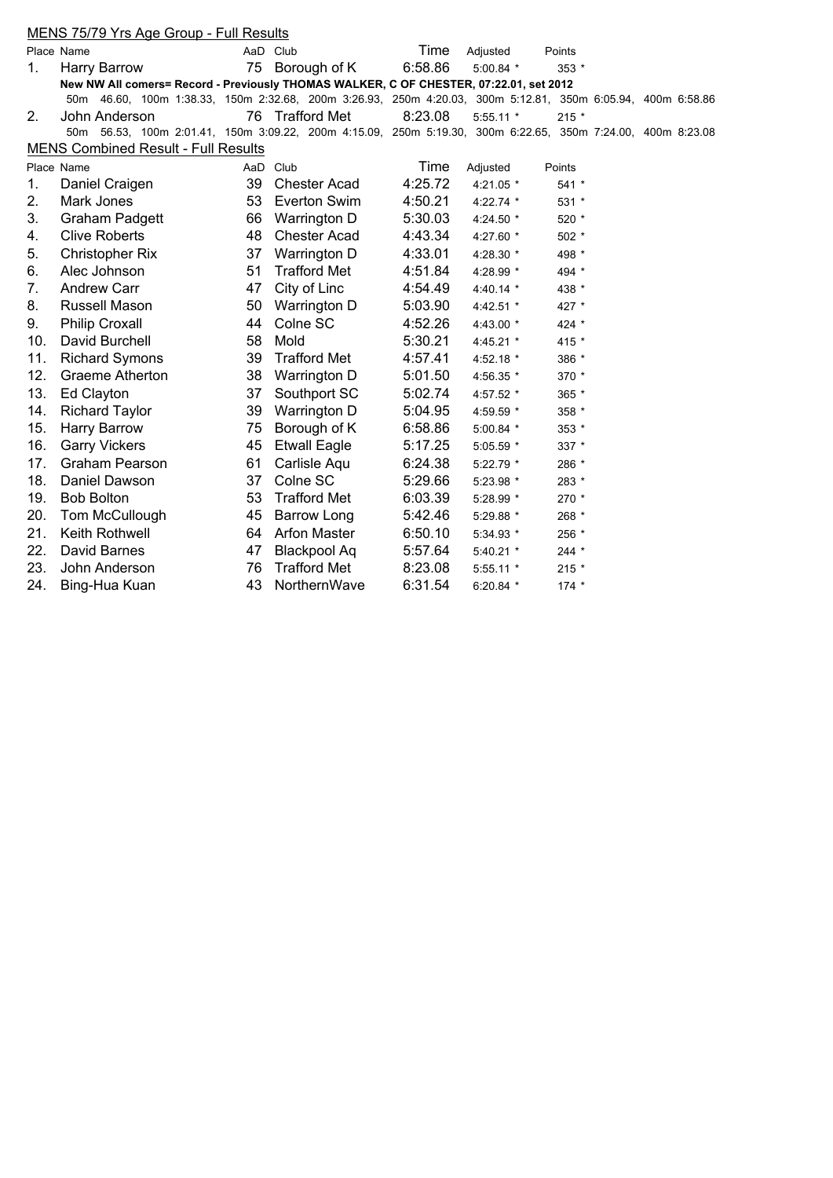## MENS 75/79 Yrs Age Group - Full Results

| Place | Name | AaD | Club | Time | Adjusted | Points |
|---|---|---|---|---|---|---|
| 1. | Harry Barrow | 75 | Borough of K | 6:58.86 | 5:00.84 * | 353 * |

**New NW All comers= Record - Previously THOMAS WALKER, C OF CHESTER, 07:22.01, set 2012**

50m 46.60, 100m 1:38.33, 150m 2:32.68, 200m 3:26.93, 250m 4:20.03, 300m 5:12.81, 350m 6:05.94, 400m 6:58.86

| Place | Name | AaD | Club | Time | Adjusted | Points |
|---|---|---|---|---|---|---|
| 2. | John Anderson | 76 | Trafford Met | 8:23.08 | 5:55.11 * | 215 * |

50m 56.53, 100m 2:01.41, 150m 3:09.22, 200m 4:15.09, 250m 5:19.30, 300m 6:22.65, 350m 7:24.00, 400m 8:23.08

## MENS Combined Result - Full Results

| Place | Name | AaD | Club | Time | Adjusted | Points |
|---|---|---|---|---|---|---|
| 1. | Daniel Craigen | 39 | Chester Acad | 4:25.72 | 4:21.05 * | 541 * |
| 2. | Mark Jones | 53 | Everton Swim | 4:50.21 | 4:22.74 * | 531 * |
| 3. | Graham Padgett | 66 | Warrington D | 5:30.03 | 4:24.50 * | 520 * |
| 4. | Clive Roberts | 48 | Chester Acad | 4:43.34 | 4:27.60 * | 502 * |
| 5. | Christopher Rix | 37 | Warrington D | 4:33.01 | 4:28.30 * | 498 * |
| 6. | Alec Johnson | 51 | Trafford Met | 4:51.84 | 4:28.99 * | 494 * |
| 7. | Andrew Carr | 47 | City of Linc | 4:54.49 | 4:40.14 * | 438 * |
| 8. | Russell Mason | 50 | Warrington D | 5:03.90 | 4:42.51 * | 427 * |
| 9. | Philip Croxall | 44 | Colne SC | 4:52.26 | 4:43.00 * | 424 * |
| 10. | David Burchell | 58 | Mold | 5:30.21 | 4:45.21 * | 415 * |
| 11. | Richard Symons | 39 | Trafford Met | 4:57.41 | 4:52.18 * | 386 * |
| 12. | Graeme Atherton | 38 | Warrington D | 5:01.50 | 4:56.35 * | 370 * |
| 13. | Ed Clayton | 37 | Southport SC | 5:02.74 | 4:57.52 * | 365 * |
| 14. | Richard Taylor | 39 | Warrington D | 5:04.95 | 4:59.59 * | 358 * |
| 15. | Harry Barrow | 75 | Borough of K | 6:58.86 | 5:00.84 * | 353 * |
| 16. | Garry Vickers | 45 | Etwall Eagle | 5:17.25 | 5:05.59 * | 337 * |
| 17. | Graham Pearson | 61 | Carlisle Aqu | 6:24.38 | 5:22.79 * | 286 * |
| 18. | Daniel Dawson | 37 | Colne SC | 5:29.66 | 5:23.98 * | 283 * |
| 19. | Bob Bolton | 53 | Trafford Met | 6:03.39 | 5:28.99 * | 270 * |
| 20. | Tom McCullough | 45 | Barrow Long | 5:42.46 | 5:29.88 * | 268 * |
| 21. | Keith Rothwell | 64 | Arfon Master | 6:50.10 | 5:34.93 * | 256 * |
| 22. | David Barnes | 47 | Blackpool Aq | 5:57.64 | 5:40.21 * | 244 * |
| 23. | John Anderson | 76 | Trafford Met | 8:23.08 | 5:55.11 * | 215 * |
| 24. | Bing-Hua Kuan | 43 | NorthernWave | 6:31.54 | 6:20.84 * | 174 * |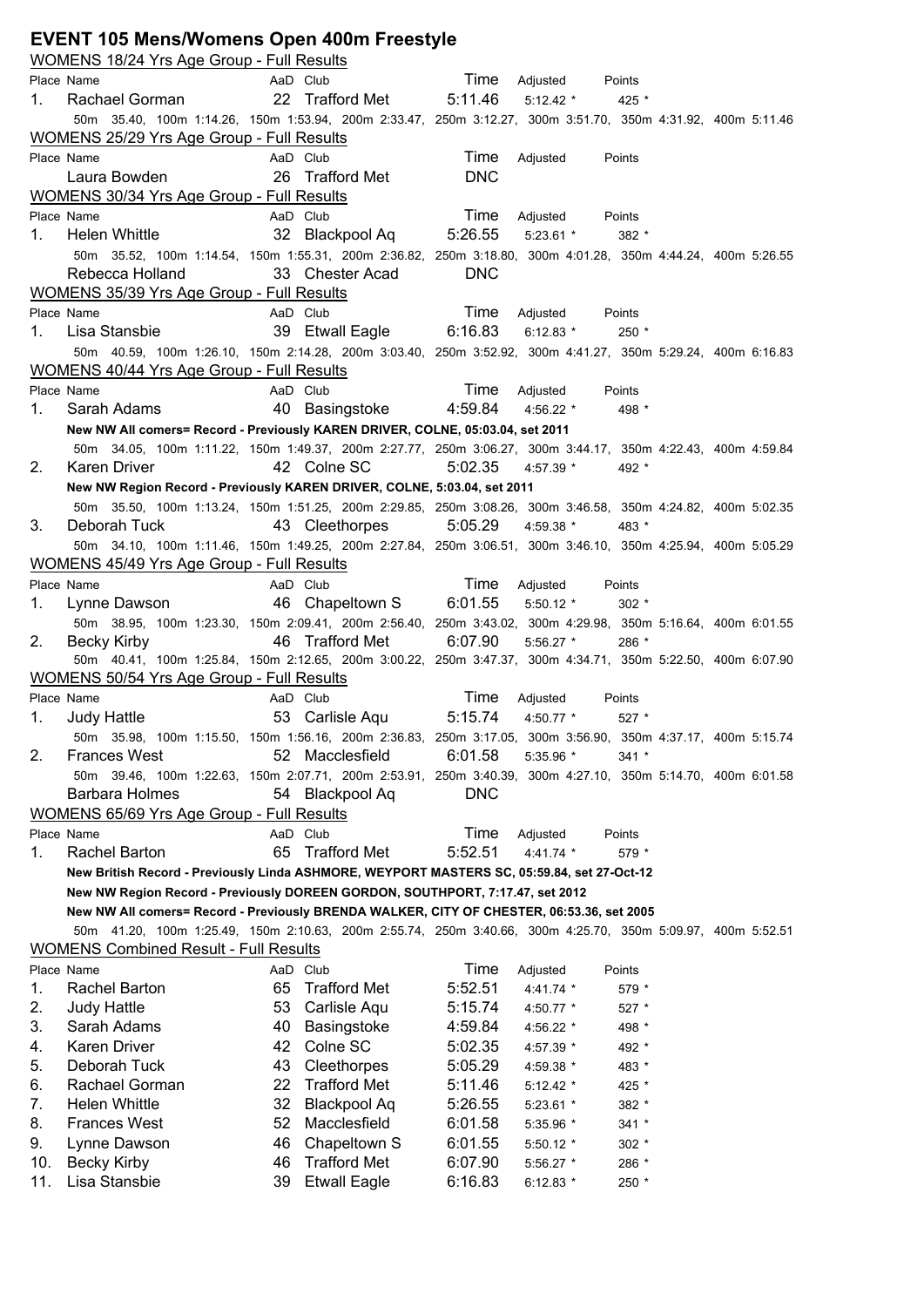# EVENT 105 Mens/Womens Open 400m Freestyle

## WOMENS 18/24 Yrs Age Group - Full Results

| Place | Name | AaD | Club | Time | Adjusted | Points |
|---|---|---|---|---|---|---|
| 1. | Rachael Gorman | 22 | Trafford Met | 5:11.46 | 5:12.42 * | 425 * |

50m 35.40, 100m 1:14.26, 150m 1:53.94, 200m 2:33.47, 250m 3:12.27, 300m 3:51.70, 350m 4:31.92, 400m 5:11.46

## WOMENS 25/29 Yrs Age Group - Full Results

| Place | Name | AaD | Club | Time | Adjusted | Points |
|---|---|---|---|---|---|---|
| | Laura Bowden | 26 | Trafford Met | DNC | | |

## WOMENS 30/34 Yrs Age Group - Full Results

| Place | Name | AaD | Club | Time | Adjusted | Points |
|---|---|---|---|---|---|---|
| 1. | Helen Whittle | 32 | Blackpool Aq | 5:26.55 | 5:23.61 * | 382 * |
| | Rebecca Holland | 33 | Chester Acad | DNC | | |

Helen Whittle splits: 50m 35.52, 100m 1:14.54, 150m 1:55.31, 200m 2:36.82, 250m 3:18.80, 300m 4:01.28, 350m 4:44.24, 400m 5:26.55

## WOMENS 35/39 Yrs Age Group - Full Results

| Place | Name | AaD | Club | Time | Adjusted | Points |
|---|---|---|---|---|---|---|
| 1. | Lisa Stansbie | 39 | Etwall Eagle | 6:16.83 | 6:12.83 * | 250 * |

50m 40.59, 100m 1:26.10, 150m 2:14.28, 200m 3:03.40, 250m 3:52.92, 300m 4:41.27, 350m 5:29.24, 400m 6:16.83

## WOMENS 40/44 Yrs Age Group - Full Results

| Place | Name | AaD | Club | Time | Adjusted | Points |
|---|---|---|---|---|---|---|
| 1. | Sarah Adams | 40 | Basingstoke | 4:59.84 | 4:56.22 * | 498 * |
| 2. | Karen Driver | 42 | Colne SC | 5:02.35 | 4:57.39 * | 492 * |
| 3. | Deborah Tuck | 43 | Cleethorpes | 5:05.29 | 4:59.38 * | 483 * |

Sarah Adams: **New NW All comers= Record - Previously KAREN DRIVER, COLNE, 05:03.04, set 2011**
50m 34.05, 100m 1:11.22, 150m 1:49.37, 200m 2:27.77, 250m 3:06.27, 300m 3:44.17, 350m 4:22.43, 400m 4:59.84

Karen Driver: **New NW Region Record - Previously KAREN DRIVER, COLNE, 5:03.04, set 2011**
50m 35.50, 100m 1:13.24, 150m 1:51.25, 200m 2:29.85, 250m 3:08.26, 300m 3:46.58, 350m 4:24.82, 400m 5:02.35

Deborah Tuck: 50m 34.10, 100m 1:11.46, 150m 1:49.25, 200m 2:27.84, 250m 3:06.51, 300m 3:46.10, 350m 4:25.94, 400m 5:05.29

## WOMENS 45/49 Yrs Age Group - Full Results

| Place | Name | AaD | Club | Time | Adjusted | Points |
|---|---|---|---|---|---|---|
| 1. | Lynne Dawson | 46 | Chapeltown S | 6:01.55 | 5:50.12 * | 302 * |
| 2. | Becky Kirby | 46 | Trafford Met | 6:07.90 | 5:56.27 * | 286 * |

Lynne Dawson: 50m 38.95, 100m 1:23.30, 150m 2:09.41, 200m 2:56.40, 250m 3:43.02, 300m 4:29.98, 350m 5:16.64, 400m 6:01.55

Becky Kirby: 50m 40.41, 100m 1:25.84, 150m 2:12.65, 200m 3:00.22, 250m 3:47.37, 300m 4:34.71, 350m 5:22.50, 400m 6:07.90

## WOMENS 50/54 Yrs Age Group - Full Results

| Place | Name | AaD | Club | Time | Adjusted | Points |
|---|---|---|---|---|---|---|
| 1. | Judy Hattle | 53 | Carlisle Aqu | 5:15.74 | 4:50.77 * | 527 * |
| 2. | Frances West | 52 | Macclesfield | 6:01.58 | 5:35.96 * | 341 * |
| | Barbara Holmes | 54 | Blackpool Aq | DNC | | |

Judy Hattle: 50m 35.98, 100m 1:15.50, 150m 1:56.16, 200m 2:36.83, 250m 3:17.05, 300m 3:56.90, 350m 4:37.17, 400m 5:15.74

Frances West: 50m 39.46, 100m 1:22.63, 150m 2:07.71, 200m 2:53.91, 250m 3:40.39, 300m 4:27.10, 350m 5:14.70, 400m 6:01.58

## WOMENS 65/69 Yrs Age Group - Full Results

| Place | Name | AaD | Club | Time | Adjusted | Points |
|---|---|---|---|---|---|---|
| 1. | Rachel Barton | 65 | Trafford Met | 5:52.51 | 4:41.74 * | 579 * |

**New British Record - Previously Linda ASHMORE, WEYPORT MASTERS SC, 05:59.84, set 27-Oct-12**

**New NW Region Record - Previously DOREEN GORDON, SOUTHPORT, 7:17.47, set 2012**

**New NW All comers= Record - Previously BRENDA WALKER, CITY OF CHESTER, 06:53.36, set 2005**

50m 41.20, 100m 1:25.49, 150m 2:10.63, 200m 2:55.74, 250m 3:40.66, 300m 4:25.70, 350m 5:09.97, 400m 5:52.51

## WOMENS Combined Result - Full Results

| Place | Name | AaD | Club | Time | Adjusted | Points |
|---|---|---|---|---|---|---|
| 1. | Rachel Barton | 65 | Trafford Met | 5:52.51 | 4:41.74 * | 579 * |
| 2. | Judy Hattle | 53 | Carlisle Aqu | 5:15.74 | 4:50.77 * | 527 * |
| 3. | Sarah Adams | 40 | Basingstoke | 4:59.84 | 4:56.22 * | 498 * |
| 4. | Karen Driver | 42 | Colne SC | 5:02.35 | 4:57.39 * | 492 * |
| 5. | Deborah Tuck | 43 | Cleethorpes | 5:05.29 | 4:59.38 * | 483 * |
| 6. | Rachael Gorman | 22 | Trafford Met | 5:11.46 | 5:12.42 * | 425 * |
| 7. | Helen Whittle | 32 | Blackpool Aq | 5:26.55 | 5:23.61 * | 382 * |
| 8. | Frances West | 52 | Macclesfield | 6:01.58 | 5:35.96 * | 341 * |
| 9. | Lynne Dawson | 46 | Chapeltown S | 6:01.55 | 5:50.12 * | 302 * |
| 10. | Becky Kirby | 46 | Trafford Met | 6:07.90 | 5:56.27 * | 286 * |
| 11. | Lisa Stansbie | 39 | Etwall Eagle | 6:16.83 | 6:12.83 * | 250 * |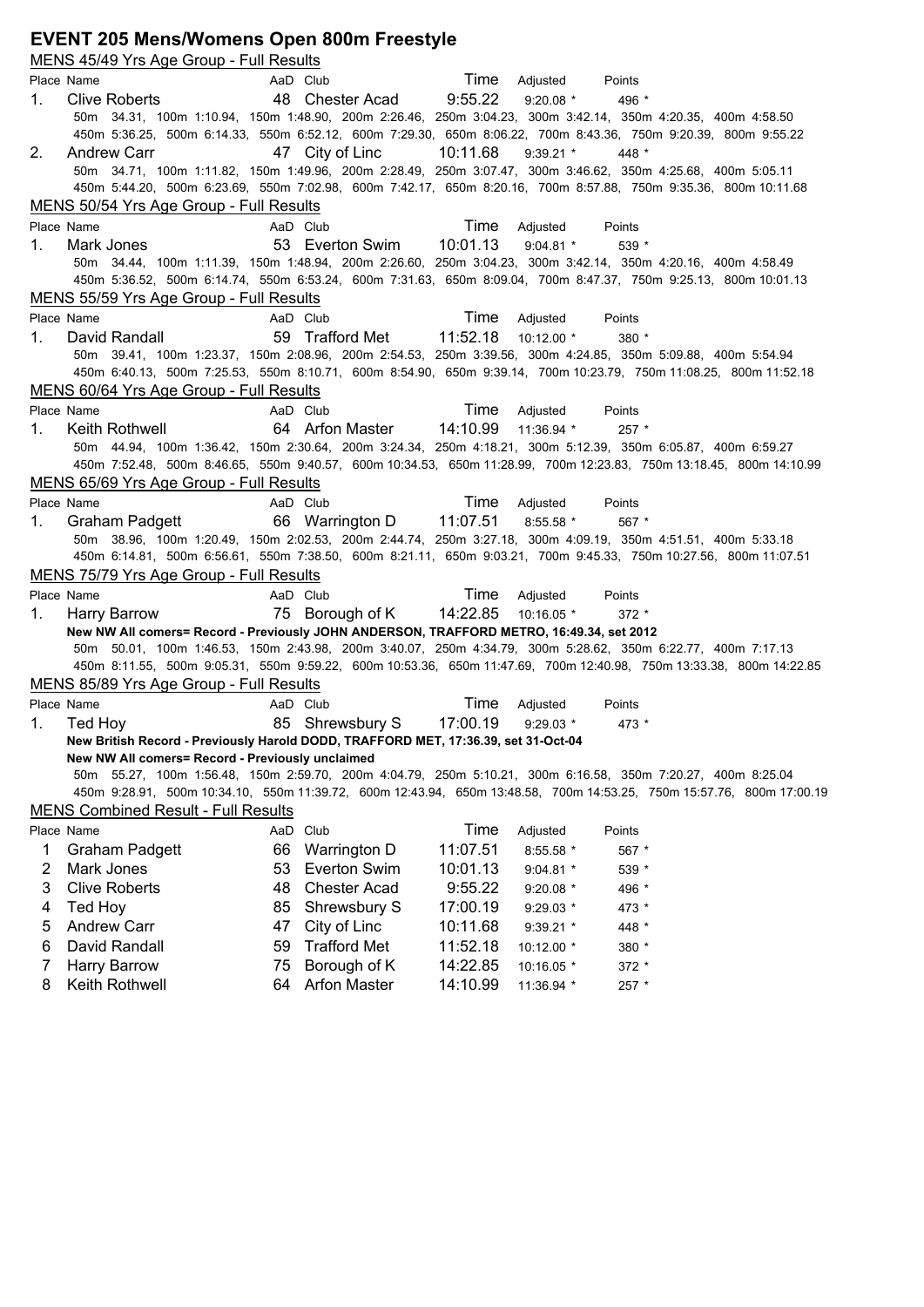# EVENT 205 Mens/Womens Open 800m Freestyle

## MENS 45/49 Yrs Age Group - Full Results

| Place | Name | AaD | Club | Time | Adjusted | Points |
|---|---|---|---|---|---|---|
| 1. | Clive Roberts | 48 | Chester Acad | 9:55.22 | 9:20.08 * | 496 * |

50m 34.31, 100m 1:10.94, 150m 1:48.90, 200m 2:26.46, 250m 3:04.23, 300m 3:42.14, 350m 4:20.35, 400m 4:58.50
450m 5:36.25, 500m 6:14.33, 550m 6:52.12, 600m 7:29.30, 650m 8:06.22, 700m 8:43.36, 750m 9:20.39, 800m 9:55.22

| Place | Name | AaD | Club | Time | Adjusted | Points |
|---|---|---|---|---|---|---|
| 2. | Andrew Carr | 47 | City of Linc | 10:11.68 | 9:39.21 * | 448 * |

50m 34.71, 100m 1:11.82, 150m 1:49.96, 200m 2:28.49, 250m 3:07.47, 300m 3:46.62, 350m 4:25.68, 400m 5:05.11
450m 5:44.20, 500m 6:23.69, 550m 7:02.98, 600m 7:42.17, 650m 8:20.16, 700m 8:57.88, 750m 9:35.36, 800m 10:11.68

## MENS 50/54 Yrs Age Group - Full Results

| Place | Name | AaD | Club | Time | Adjusted | Points |
|---|---|---|---|---|---|---|
| 1. | Mark Jones | 53 | Everton Swim | 10:01.13 | 9:04.81 * | 539 * |

50m 34.44, 100m 1:11.39, 150m 1:48.94, 200m 2:26.60, 250m 3:04.23, 300m 3:42.14, 350m 4:20.16, 400m 4:58.49
450m 5:36.52, 500m 6:14.74, 550m 6:53.24, 600m 7:31.63, 650m 8:09.04, 700m 8:47.37, 750m 9:25.13, 800m 10:01.13

## MENS 55/59 Yrs Age Group - Full Results

| Place | Name | AaD | Club | Time | Adjusted | Points |
|---|---|---|---|---|---|---|
| 1. | David Randall | 59 | Trafford Met | 11:52.18 | 10:12.00 * | 380 * |

50m 39.41, 100m 1:23.37, 150m 2:08.96, 200m 2:54.53, 250m 3:39.56, 300m 4:24.85, 350m 5:09.88, 400m 5:54.94
450m 6:40.13, 500m 7:25.53, 550m 8:10.71, 600m 8:54.90, 650m 9:39.14, 700m 10:23.79, 750m 11:08.25, 800m 11:52.18

## MENS 60/64 Yrs Age Group - Full Results

| Place | Name | AaD | Club | Time | Adjusted | Points |
|---|---|---|---|---|---|---|
| 1. | Keith Rothwell | 64 | Arfon Master | 14:10.99 | 11:36.94 * | 257 * |

50m 44.94, 100m 1:36.42, 150m 2:30.64, 200m 3:24.34, 250m 4:18.21, 300m 5:12.39, 350m 6:05.87, 400m 6:59.27
450m 7:52.48, 500m 8:46.65, 550m 9:40.57, 600m 10:34.53, 650m 11:28.99, 700m 12:23.83, 750m 13:18.45, 800m 14:10.99

## MENS 65/69 Yrs Age Group - Full Results

| Place | Name | AaD | Club | Time | Adjusted | Points |
|---|---|---|---|---|---|---|
| 1. | Graham Padgett | 66 | Warrington D | 11:07.51 | 8:55.58 * | 567 * |

50m 38.96, 100m 1:20.49, 150m 2:02.53, 200m 2:44.74, 250m 3:27.18, 300m 4:09.19, 350m 4:51.51, 400m 5:33.18
450m 6:14.81, 500m 6:56.61, 550m 7:38.50, 600m 8:21.11, 650m 9:03.21, 700m 9:45.33, 750m 10:27.56, 800m 11:07.51

## MENS 75/79 Yrs Age Group - Full Results

| Place | Name | AaD | Club | Time | Adjusted | Points |
|---|---|---|---|---|---|---|
| 1. | Harry Barrow | 75 | Borough of K | 14:22.85 | 10:16.05 * | 372 * |

**New NW All comers= Record - Previously JOHN ANDERSON, TRAFFORD METRO, 16:49.34, set 2012**

50m 50.01, 100m 1:46.53, 150m 2:43.98, 200m 3:40.07, 250m 4:34.79, 300m 5:28.62, 350m 6:22.77, 400m 7:17.13
450m 8:11.55, 500m 9:05.31, 550m 9:59.22, 600m 10:53.36, 650m 11:47.69, 700m 12:40.98, 750m 13:33.38, 800m 14:22.85

## MENS 85/89 Yrs Age Group - Full Results

| Place | Name | AaD | Club | Time | Adjusted | Points |
|---|---|---|---|---|---|---|
| 1. | Ted Hoy | 85 | Shrewsbury S | 17:00.19 | 9:29.03 * | 473 * |

**New British Record - Previously Harold DODD, TRAFFORD MET, 17:36.39, set 31-Oct-04**

**New NW All comers= Record - Previously unclaimed**

50m 55.27, 100m 1:56.48, 150m 2:59.70, 200m 4:04.79, 250m 5:10.21, 300m 6:16.58, 350m 7:20.27, 400m 8:25.04
450m 9:28.91, 500m 10:34.10, 550m 11:39.72, 600m 12:43.94, 650m 13:48.58, 700m 14:53.25, 750m 15:57.76, 800m 17:00.19

## MENS Combined Result - Full Results

| Place | Name | AaD | Club | Time | Adjusted | Points |
|---|---|---|---|---|---|---|
| 1 | Graham Padgett | 66 | Warrington D | 11:07.51 | 8:55.58 * | 567 * |
| 2 | Mark Jones | 53 | Everton Swim | 10:01.13 | 9:04.81 * | 539 * |
| 3 | Clive Roberts | 48 | Chester Acad | 9:55.22 | 9:20.08 * | 496 * |
| 4 | Ted Hoy | 85 | Shrewsbury S | 17:00.19 | 9:29.03 * | 473 * |
| 5 | Andrew Carr | 47 | City of Linc | 10:11.68 | 9:39.21 * | 448 * |
| 6 | David Randall | 59 | Trafford Met | 11:52.18 | 10:12.00 * | 380 * |
| 7 | Harry Barrow | 75 | Borough of K | 14:22.85 | 10:16.05 * | 372 * |
| 8 | Keith Rothwell | 64 | Arfon Master | 14:10.99 | 11:36.94 * | 257 * |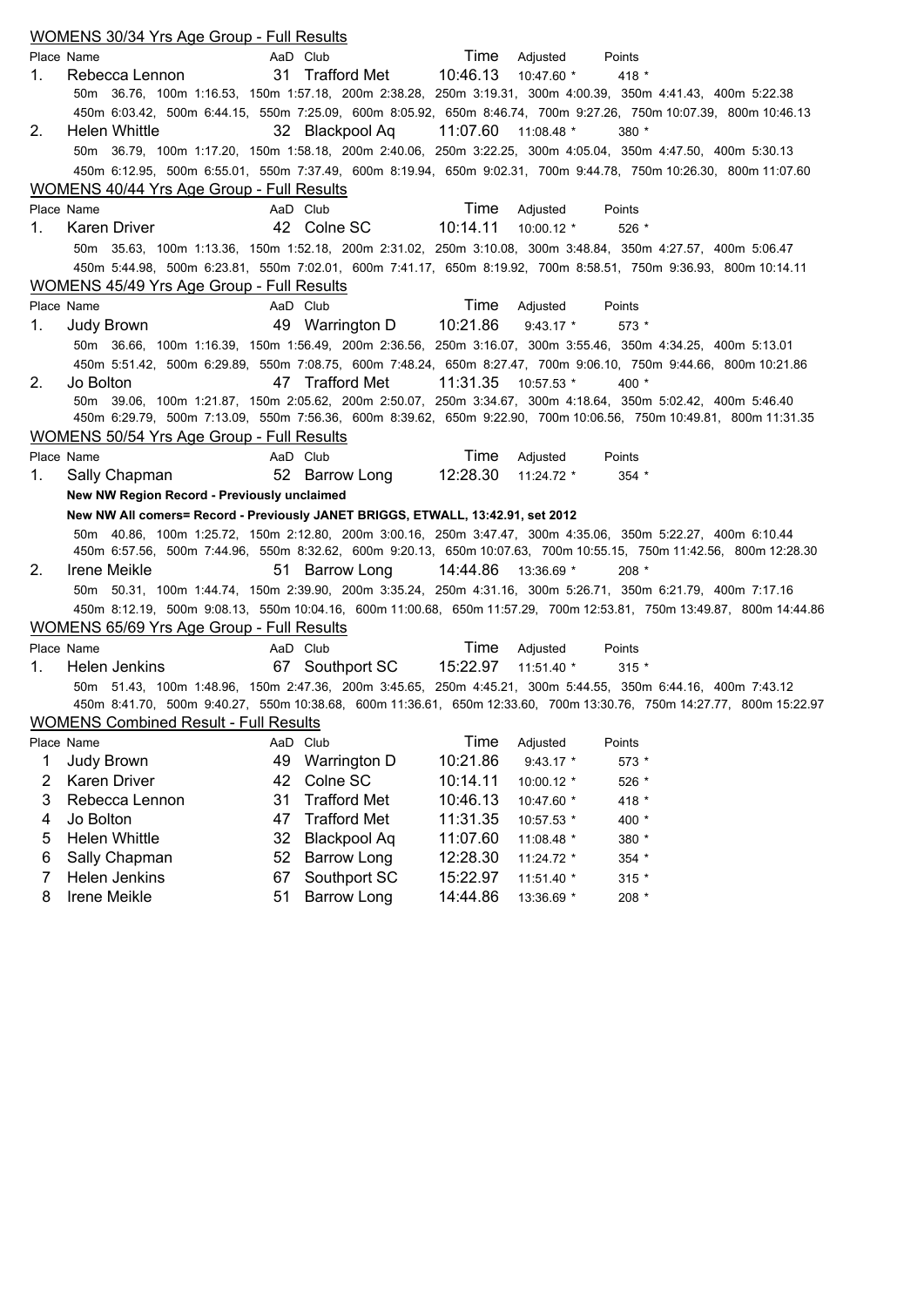## WOMENS 30/34 Yrs Age Group - Full Results

| Place | Name | AaD | Club | Time | Adjusted | Points |
|---|---|---|---|---|---|---|
| 1. | Rebecca Lennon | 31 | Trafford Met | 10:46.13 | 10:47.60 * | 418 * |

50m 36.76, 100m 1:16.53, 150m 1:57.18, 200m 2:38.28, 250m 3:19.31, 300m 4:00.39, 350m 4:41.43, 400m 5:22.38
450m 6:03.42, 500m 6:44.15, 550m 7:25.09, 600m 8:05.92, 650m 8:46.74, 700m 9:27.26, 750m 10:07.39, 800m 10:46.13

| Place | Name | AaD | Club | Time | Adjusted | Points |
|---|---|---|---|---|---|---|
| 2. | Helen Whittle | 32 | Blackpool Aq | 11:07.60 | 11:08.48 * | 380 * |

50m 36.79, 100m 1:17.20, 150m 1:58.18, 200m 2:40.06, 250m 3:22.25, 300m 4:05.04, 350m 4:47.50, 400m 5:30.13
450m 6:12.95, 500m 6:55.01, 550m 7:37.49, 600m 8:19.94, 650m 9:02.31, 700m 9:44.78, 750m 10:26.30, 800m 11:07.60

## WOMENS 40/44 Yrs Age Group - Full Results

| Place | Name | AaD | Club | Time | Adjusted | Points |
|---|---|---|---|---|---|---|
| 1. | Karen Driver | 42 | Colne SC | 10:14.11 | 10:00.12 * | 526 * |

50m 35.63, 100m 1:13.36, 150m 1:52.18, 200m 2:31.02, 250m 3:10.08, 300m 3:48.84, 350m 4:27.57, 400m 5:06.47
450m 5:44.98, 500m 6:23.81, 550m 7:02.01, 600m 7:41.17, 650m 8:19.92, 700m 8:58.51, 750m 9:36.93, 800m 10:14.11

## WOMENS 45/49 Yrs Age Group - Full Results

| Place | Name | AaD | Club | Time | Adjusted | Points |
|---|---|---|---|---|---|---|
| 1. | Judy Brown | 49 | Warrington D | 10:21.86 | 9:43.17 * | 573 * |

50m 36.66, 100m 1:16.39, 150m 1:56.49, 200m 2:36.56, 250m 3:16.07, 300m 3:55.46, 350m 4:34.25, 400m 5:13.01
450m 5:51.42, 500m 6:29.89, 550m 7:08.75, 600m 7:48.24, 650m 8:27.47, 700m 9:06.10, 750m 9:44.66, 800m 10:21.86

| Place | Name | AaD | Club | Time | Adjusted | Points |
|---|---|---|---|---|---|---|
| 2. | Jo Bolton | 47 | Trafford Met | 11:31.35 | 10:57.53 * | 400 * |

50m 39.06, 100m 1:21.87, 150m 2:05.62, 200m 2:50.07, 250m 3:34.67, 300m 4:18.64, 350m 5:02.42, 400m 5:46.40
450m 6:29.79, 500m 7:13.09, 550m 7:56.36, 600m 8:39.62, 650m 9:22.90, 700m 10:06.56, 750m 10:49.81, 800m 11:31.35

## WOMENS 50/54 Yrs Age Group - Full Results

| Place | Name | AaD | Club | Time | Adjusted | Points |
|---|---|---|---|---|---|---|
| 1. | Sally Chapman | 52 | Barrow Long | 12:28.30 | 11:24.72 * | 354 * |

**New NW Region Record - Previously unclaimed**

**New NW All comers= Record - Previously JANET BRIGGS, ETWALL, 13:42.91, set 2012**

50m 40.86, 100m 1:25.72, 150m 2:12.80, 200m 3:00.16, 250m 3:47.47, 300m 4:35.06, 350m 5:22.27, 400m 6:10.44
450m 6:57.56, 500m 7:44.96, 550m 8:32.62, 600m 9:20.13, 650m 10:07.63, 700m 10:55.15, 750m 11:42.56, 800m 12:28.30

| Place | Name | AaD | Club | Time | Adjusted | Points |
|---|---|---|---|---|---|---|
| 2. | Irene Meikle | 51 | Barrow Long | 14:44.86 | 13:36.69 * | 208 * |

50m 50.31, 100m 1:44.74, 150m 2:39.90, 200m 3:35.24, 250m 4:31.16, 300m 5:26.71, 350m 6:21.79, 400m 7:17.16
450m 8:12.19, 500m 9:08.13, 550m 10:04.16, 600m 11:00.68, 650m 11:57.29, 700m 12:53.81, 750m 13:49.87, 800m 14:44.86

## WOMENS 65/69 Yrs Age Group - Full Results

| Place | Name | AaD | Club | Time | Adjusted | Points |
|---|---|---|---|---|---|---|
| 1. | Helen Jenkins | 67 | Southport SC | 15:22.97 | 11:51.40 * | 315 * |

50m 51.43, 100m 1:48.96, 150m 2:47.36, 200m 3:45.65, 250m 4:45.21, 300m 5:44.55, 350m 6:44.16, 400m 7:43.12
450m 8:41.70, 500m 9:40.27, 550m 10:38.68, 600m 11:36.61, 650m 12:33.60, 700m 13:30.76, 750m 14:27.77, 800m 15:22.97

## WOMENS Combined Result - Full Results

| Place | Name | AaD | Club | Time | Adjusted | Points |
|---|---|---|---|---|---|---|
| 1 | Judy Brown | 49 | Warrington D | 10:21.86 | 9:43.17 * | 573 * |
| 2 | Karen Driver | 42 | Colne SC | 10:14.11 | 10:00.12 * | 526 * |
| 3 | Rebecca Lennon | 31 | Trafford Met | 10:46.13 | 10:47.60 * | 418 * |
| 4 | Jo Bolton | 47 | Trafford Met | 11:31.35 | 10:57.53 * | 400 * |
| 5 | Helen Whittle | 32 | Blackpool Aq | 11:07.60 | 11:08.48 * | 380 * |
| 6 | Sally Chapman | 52 | Barrow Long | 12:28.30 | 11:24.72 * | 354 * |
| 7 | Helen Jenkins | 67 | Southport SC | 15:22.97 | 11:51.40 * | 315 * |
| 8 | Irene Meikle | 51 | Barrow Long | 14:44.86 | 13:36.69 * | 208 * |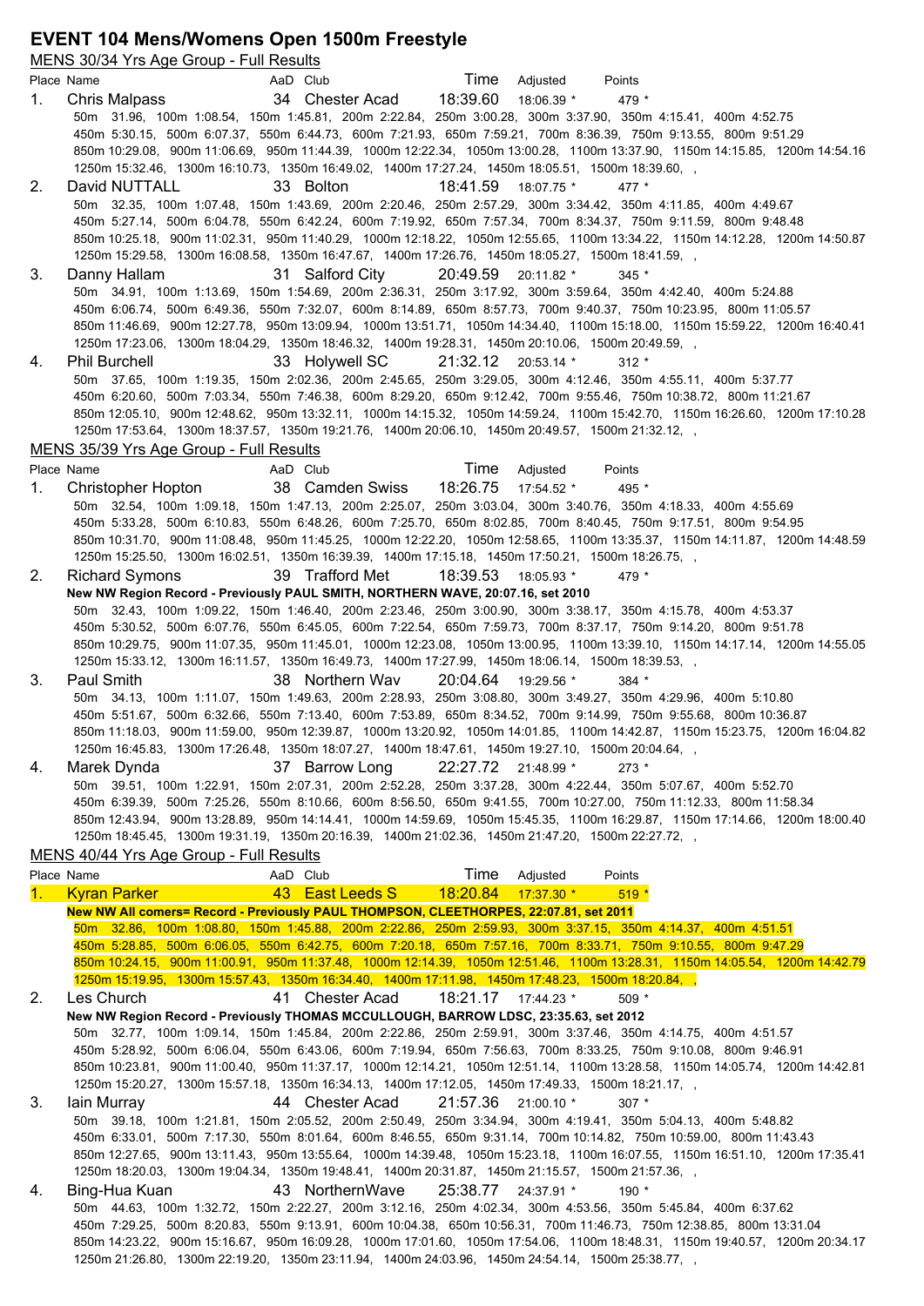# EVENT 104 Mens/Womens Open 1500m Freestyle

## MENS 30/34 Yrs Age Group - Full Results

| Place | Name | AaD | Club | Time | Adjusted | Points |
|---|---|---|---|---|---|---|
| 1. | Chris Malpass | 34 | Chester Acad | 18:39.60 | 18:06.39 * | 479 * |

50m 31.96, 100m 1:08.54, 150m 1:45.81, 200m 2:22.84, 250m 3:00.28, 300m 3:37.90, 350m 4:15.41, 400m 4:52.75, 450m 5:30.15, 500m 6:07.37, 550m 6:44.73, 600m 7:21.93, 650m 7:59.21, 700m 8:36.39, 750m 9:13.55, 800m 9:51.29, 850m 10:29.08, 900m 11:06.69, 950m 11:44.39, 1000m 12:22.34, 1050m 13:00.28, 1100m 13:37.90, 1150m 14:15.85, 1200m 14:54.16, 1250m 15:32.46, 1300m 16:10.73, 1350m 16:49.02, 1400m 17:27.24, 1450m 18:05.51, 1500m 18:39.60, ,

| Place | Name | AaD | Club | Time | Adjusted | Points |
|---|---|---|---|---|---|---|
| 2. | David NUTTALL | 33 | Bolton | 18:41.59 | 18:07.75 * | 477 * |

50m 32.35, 100m 1:07.48, 150m 1:43.69, 200m 2:20.46, 250m 2:57.29, 300m 3:34.42, 350m 4:11.85, 400m 4:49.67, 450m 5:27.14, 500m 6:04.78, 550m 6:42.24, 600m 7:19.92, 650m 7:57.34, 700m 8:34.37, 750m 9:11.59, 800m 9:48.48, 850m 10:25.18, 900m 11:02.31, 950m 11:40.29, 1000m 12:18.22, 1050m 12:55.65, 1100m 13:34.22, 1150m 14:12.28, 1200m 14:50.87, 1250m 15:29.58, 1300m 16:08.58, 1350m 16:47.67, 1400m 17:26.76, 1450m 18:05.27, 1500m 18:41.59, ,

| Place | Name | AaD | Club | Time | Adjusted | Points |
|---|---|---|---|---|---|---|
| 3. | Danny Hallam | 31 | Salford City | 20:49.59 | 20:11.82 * | 345 * |

50m 34.91, 100m 1:13.69, 150m 1:54.69, 200m 2:36.31, 250m 3:17.92, 300m 3:59.64, 350m 4:42.40, 400m 5:24.88, 450m 6:06.74, 500m 6:49.36, 550m 7:32.07, 600m 8:14.89, 650m 8:57.73, 700m 9:40.37, 750m 10:23.95, 800m 11:05.57, 850m 11:46.69, 900m 12:27.78, 950m 13:09.94, 1000m 13:51.71, 1050m 14:34.40, 1100m 15:18.00, 1150m 15:59.22, 1200m 16:40.41, 1250m 17:23.06, 1300m 18:04.29, 1350m 18:46.32, 1400m 19:28.31, 1450m 20:10.06, 1500m 20:49.59, ,

| Place | Name | AaD | Club | Time | Adjusted | Points |
|---|---|---|---|---|---|---|
| 4. | Phil Burchell | 33 | Holywell SC | 21:32.12 | 20:53.14 * | 312 * |

50m 37.65, 100m 1:19.35, 150m 2:02.36, 200m 2:45.65, 250m 3:29.05, 300m 4:12.46, 350m 4:55.11, 400m 5:37.77, 450m 6:20.60, 500m 7:03.34, 550m 7:46.38, 600m 8:29.20, 650m 9:12.42, 700m 9:55.46, 750m 10:38.72, 800m 11:21.67, 850m 12:05.10, 900m 12:48.62, 950m 13:32.11, 1000m 14:15.32, 1050m 14:59.24, 1100m 15:42.70, 1150m 16:26.60, 1200m 17:10.28, 1250m 17:53.64, 1300m 18:37.57, 1350m 19:21.76, 1400m 20:06.10, 1450m 20:49.57, 1500m 21:32.12, ,

## MENS 35/39 Yrs Age Group - Full Results

| Place | Name | AaD | Club | Time | Adjusted | Points |
|---|---|---|---|---|---|---|
| 1. | Christopher Hopton | 38 | Camden Swiss | 18:26.75 | 17:54.52 * | 495 * |

50m 32.54, 100m 1:09.18, 150m 1:47.13, 200m 2:25.07, 250m 3:03.04, 300m 3:40.76, 350m 4:18.33, 400m 4:55.69, 450m 5:33.28, 500m 6:10.83, 550m 6:48.26, 600m 7:25.70, 650m 8:02.85, 700m 8:40.45, 750m 9:17.51, 800m 9:54.95, 850m 10:31.70, 900m 11:08.48, 950m 11:45.25, 1000m 12:22.20, 1050m 12:58.65, 1100m 13:35.37, 1150m 14:11.87, 1200m 14:48.59, 1250m 15:25.50, 1300m 16:02.51, 1350m 16:39.39, 1400m 17:15.18, 1450m 17:50.21, 1500m 18:26.75, ,

| Place | Name | AaD | Club | Time | Adjusted | Points |
|---|---|---|---|---|---|---|
| 2. | Richard Symons | 39 | Trafford Met | 18:39.53 | 18:05.93 * | 479 * |

**New NW Region Record - Previously PAUL SMITH, NORTHERN WAVE, 20:07.16, set 2010**

50m 32.43, 100m 1:09.22, 150m 1:46.40, 200m 2:23.46, 250m 3:00.90, 300m 3:38.17, 350m 4:15.78, 400m 4:53.37, 450m 5:30.52, 500m 6:07.76, 550m 6:45.05, 600m 7:22.54, 650m 7:59.73, 700m 8:37.17, 750m 9:14.20, 800m 9:51.78, 850m 10:29.75, 900m 11:07.35, 950m 11:45.01, 1000m 12:23.08, 1050m 13:00.95, 1100m 13:39.10, 1150m 14:17.14, 1200m 14:55.05, 1250m 15:33.12, 1300m 16:11.57, 1350m 16:49.73, 1400m 17:27.99, 1450m 18:06.14, 1500m 18:39.53, ,

| Place | Name | AaD | Club | Time | Adjusted | Points |
|---|---|---|---|---|---|---|
| 3. | Paul Smith | 38 | Northern Wav | 20:04.64 | 19:29.56 * | 384 * |

50m 34.13, 100m 1:11.07, 150m 1:49.63, 200m 2:28.93, 250m 3:08.80, 300m 3:49.27, 350m 4:29.96, 400m 5:10.80, 450m 5:51.67, 500m 6:32.66, 550m 7:13.40, 600m 7:53.89, 650m 8:34.52, 700m 9:14.99, 750m 9:55.68, 800m 10:36.87, 850m 11:18.03, 900m 11:59.00, 950m 12:39.87, 1000m 13:20.92, 1050m 14:01.85, 1100m 14:42.87, 1150m 15:23.75, 1200m 16:04.82, 1250m 16:45.83, 1300m 17:26.48, 1350m 18:07.27, 1400m 18:47.61, 1450m 19:27.10, 1500m 20:04.64, ,

| Place | Name | AaD | Club | Time | Adjusted | Points |
|---|---|---|---|---|---|---|
| 4. | Marek Dynda | 37 | Barrow Long | 22:27.72 | 21:48.99 * | 273 * |

50m 39.51, 100m 1:22.91, 150m 2:07.31, 200m 2:52.28, 250m 3:37.28, 300m 4:22.44, 350m 5:07.67, 400m 5:52.70, 450m 6:39.39, 500m 7:25.26, 550m 8:10.66, 600m 8:56.50, 650m 9:41.55, 700m 10:27.00, 750m 11:12.33, 800m 11:58.34, 850m 12:43.94, 900m 13:28.89, 950m 14:14.41, 1000m 14:59.69, 1050m 15:45.35, 1100m 16:29.87, 1150m 17:14.66, 1200m 18:00.40, 1250m 18:45.45, 1300m 19:31.19, 1350m 20:16.39, 1400m 21:02.36, 1450m 21:47.20, 1500m 22:27.72, ,

## MENS 40/44 Yrs Age Group - Full Results

| Place | Name | AaD | Club | Time | Adjusted | Points |
|---|---|---|---|---|---|---|
| 1. | Kyran Parker | 43 | East Leeds S | 18:20.84 | 17:37.30 * | 519 * |

**New NW All comers= Record - Previously PAUL THOMPSON, CLEETHORPES, 22:07.81, set 2011**

50m 32.86, 100m 1:08.80, 150m 1:45.88, 200m 2:22.86, 250m 2:59.93, 300m 3:37.15, 350m 4:14.37, 400m 4:51.51, 450m 5:28.85, 500m 6:06.05, 550m 6:42.75, 600m 7:20.18, 650m 7:57.16, 700m 8:33.71, 750m 9:10.55, 800m 9:47.29, 850m 10:24.15, 900m 11:00.91, 950m 11:37.48, 1000m 12:14.39, 1050m 12:51.46, 1100m 13:28.31, 1150m 14:05.54, 1200m 14:42.79, 1250m 15:19.95, 1300m 15:57.43, 1350m 16:34.40, 1400m 17:11.98, 1450m 17:48.23, 1500m 18:20.84, ,

| Place | Name | AaD | Club | Time | Adjusted | Points |
|---|---|---|---|---|---|---|
| 2. | Les Church | 41 | Chester Acad | 18:21.17 | 17:44.23 * | 509 * |

**New NW Region Record - Previously THOMAS MCCULLOUGH, BARROW LDSC, 23:35.63, set 2012**

50m 32.77, 100m 1:09.14, 150m 1:45.84, 200m 2:22.86, 250m 2:59.91, 300m 3:37.46, 350m 4:14.75, 400m 4:51.57, 450m 5:28.92, 500m 6:06.04, 550m 6:43.06, 600m 7:19.94, 650m 7:56.63, 700m 8:33.25, 750m 9:10.08, 800m 9:46.91, 850m 10:23.81, 900m 11:00.40, 950m 11:37.17, 1000m 12:14.21, 1050m 12:51.14, 1100m 13:28.58, 1150m 14:05.74, 1200m 14:42.81, 1250m 15:20.27, 1300m 15:57.18, 1350m 16:34.13, 1400m 17:12.05, 1450m 17:49.33, 1500m 18:21.17, ,

| Place | Name | AaD | Club | Time | Adjusted | Points |
|---|---|---|---|---|---|---|
| 3. | Iain Murray | 44 | Chester Acad | 21:57.36 | 21:00.10 * | 307 * |

50m 39.18, 100m 1:21.81, 150m 2:05.52, 200m 2:50.49, 250m 3:34.94, 300m 4:19.41, 350m 5:04.13, 400m 5:48.82, 450m 6:33.01, 500m 7:17.30, 550m 8:01.64, 600m 8:46.55, 650m 9:31.14, 700m 10:14.82, 750m 10:59.00, 800m 11:43.43, 850m 12:27.65, 900m 13:11.43, 950m 13:55.64, 1000m 14:39.48, 1050m 15:23.18, 1100m 16:07.55, 1150m 16:51.10, 1200m 17:35.41, 1250m 18:20.03, 1300m 19:04.34, 1350m 19:48.41, 1400m 20:31.87, 1450m 21:15.57, 1500m 21:57.36, ,

| Place | Name | AaD | Club | Time | Adjusted | Points |
|---|---|---|---|---|---|---|
| 4. | Bing-Hua Kuan | 43 | NorthernWave | 25:38.77 | 24:37.91 * | 190 * |

50m 44.63, 100m 1:32.72, 150m 2:22.27, 200m 3:12.16, 250m 4:02.34, 300m 4:53.56, 350m 5:45.84, 400m 6:37.62, 450m 7:29.25, 500m 8:20.83, 550m 9:13.91, 600m 10:04.38, 650m 10:56.31, 700m 11:46.73, 750m 12:38.85, 800m 13:31.04, 850m 14:23.22, 900m 15:16.67, 950m 16:09.28, 1000m 17:01.60, 1050m 17:54.06, 1100m 18:48.31, 1150m 19:40.57, 1200m 20:34.17, 1250m 21:26.80, 1300m 22:19.20, 1350m 23:11.94, 1400m 24:03.96, 1450m 24:54.14, 1500m 25:38.77, ,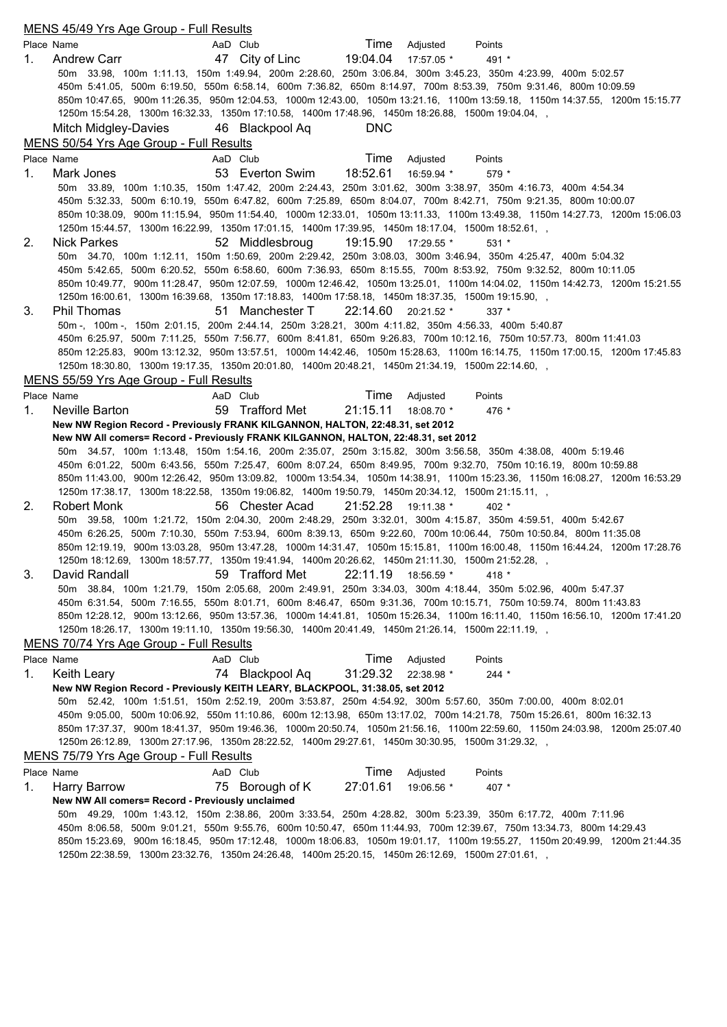## MENS 45/49 Yrs Age Group - Full Results

| Place | Name | AaD | Club | Time | Adjusted | Points |
|---|---|---|---|---|---|---|
| 1. | Andrew Carr | 47 | City of Linc | 19:04.04 | 17:57.05 * | 491 * |

50m 33.98, 100m 1:11.13, 150m 1:49.94, 200m 2:28.60, 250m 3:06.84, 300m 3:45.23, 350m 4:23.99, 400m 5:02.57
450m 5:41.05, 500m 6:19.50, 550m 6:58.14, 600m 7:36.82, 650m 8:14.97, 700m 8:53.39, 750m 9:31.46, 800m 10:09.59
850m 10:47.65, 900m 11:26.35, 950m 12:04.53, 1000m 12:43.00, 1050m 13:21.16, 1100m 13:59.18, 1150m 14:37.55, 1200m 15:15.77
1250m 15:54.28, 1300m 16:32.33, 1350m 17:10.58, 1400m 17:48.96, 1450m 18:26.88, 1500m 19:04.04, ,

| Place | Name | AaD | Club | Time | Adjusted | Points |
|---|---|---|---|---|---|---|
| | Mitch Midgley-Davies | 46 | Blackpool Aq | DNC | | |

## MENS 50/54 Yrs Age Group - Full Results

| Place | Name | AaD | Club | Time | Adjusted | Points |
|---|---|---|---|---|---|---|
| 1. | Mark Jones | 53 | Everton Swim | 18:52.61 | 16:59.94 * | 579 * |

50m 33.89, 100m 1:10.35, 150m 1:47.42, 200m 2:24.43, 250m 3:01.62, 300m 3:38.97, 350m 4:16.73, 400m 4:54.34
450m 5:32.33, 500m 6:10.19, 550m 6:47.82, 600m 7:25.89, 650m 8:04.07, 700m 8:42.71, 750m 9:21.35, 800m 10:00.07
850m 10:38.09, 900m 11:15.94, 950m 11:54.40, 1000m 12:33.01, 1050m 13:11.33, 1100m 13:49.38, 1150m 14:27.73, 1200m 15:06.03
1250m 15:44.57, 1300m 16:22.99, 1350m 17:01.15, 1400m 17:39.95, 1450m 18:17.04, 1500m 18:52.61, ,

| Place | Name | AaD | Club | Time | Adjusted | Points |
|---|---|---|---|---|---|---|
| 2. | Nick Parkes | 52 | Middlesbroug | 19:15.90 | 17:29.55 * | 531 * |

50m 34.70, 100m 1:12.11, 150m 1:50.69, 200m 2:29.42, 250m 3:08.03, 300m 3:46.94, 350m 4:25.47, 400m 5:04.32
450m 5:42.65, 500m 6:20.52, 550m 6:58.60, 600m 7:36.93, 650m 8:15.55, 700m 8:53.92, 750m 9:32.52, 800m 10:11.05
850m 10:49.77, 900m 11:28.47, 950m 12:07.59, 1000m 12:46.42, 1050m 13:25.01, 1100m 14:04.02, 1150m 14:42.73, 1200m 15:21.55
1250m 16:00.61, 1300m 16:39.68, 1350m 17:18.83, 1400m 17:58.18, 1450m 18:37.35, 1500m 19:15.90, ,

| Place | Name | AaD | Club | Time | Adjusted | Points |
|---|---|---|---|---|---|---|
| 3. | Phil Thomas | 51 | Manchester T | 22:14.60 | 20:21.52 * | 337 * |

50m -, 100m -, 150m 2:01.15, 200m 2:44.14, 250m 3:28.21, 300m 4:11.82, 350m 4:56.33, 400m 5:40.87
450m 6:25.97, 500m 7:11.25, 550m 7:56.77, 600m 8:41.81, 650m 9:26.83, 700m 10:12.16, 750m 10:57.73, 800m 11:41.03
850m 12:25.83, 900m 13:12.32, 950m 13:57.51, 1000m 14:42.46, 1050m 15:28.63, 1100m 16:14.75, 1150m 17:00.15, 1200m 17:45.83
1250m 18:30.80, 1300m 19:17.35, 1350m 20:01.80, 1400m 20:48.21, 1450m 21:34.19, 1500m 22:14.60, ,

## MENS 55/59 Yrs Age Group - Full Results

| Place | Name | AaD | Club | Time | Adjusted | Points |
|---|---|---|---|---|---|---|
| 1. | Neville Barton | 59 | Trafford Met | 21:15.11 | 18:08.70 * | 476 * |

**New NW Region Record - Previously FRANK KILGANNON, HALTON, 22:48.31, set 2012**
**New NW All comers= Record - Previously FRANK KILGANNON, HALTON, 22:48.31, set 2012**

50m 34.57, 100m 1:13.48, 150m 1:54.16, 200m 2:35.07, 250m 3:15.82, 300m 3:56.58, 350m 4:38.08, 400m 5:19.46
450m 6:01.22, 500m 6:43.56, 550m 7:25.47, 600m 8:07.24, 650m 8:49.95, 700m 9:32.70, 750m 10:16.19, 800m 10:59.88
850m 11:43.00, 900m 12:26.42, 950m 13:09.82, 1000m 13:54.34, 1050m 14:38.91, 1100m 15:23.36, 1150m 16:08.27, 1200m 16:53.29
1250m 17:38.17, 1300m 18:22.58, 1350m 19:06.82, 1400m 19:50.79, 1450m 20:34.12, 1500m 21:15.11, ,

| Place | Name | AaD | Club | Time | Adjusted | Points |
|---|---|---|---|---|---|---|
| 2. | Robert Monk | 56 | Chester Acad | 21:52.28 | 19:11.38 * | 402 * |

50m 39.58, 100m 1:21.72, 150m 2:04.30, 200m 2:48.29, 250m 3:32.01, 300m 4:15.87, 350m 4:59.51, 400m 5:42.67
450m 6:26.25, 500m 7:10.30, 550m 7:53.94, 600m 8:39.13, 650m 9:22.60, 700m 10:06.44, 750m 10:50.84, 800m 11:35.08
850m 12:19.19, 900m 13:03.28, 950m 13:47.28, 1000m 14:31.47, 1050m 15:15.81, 1100m 16:00.48, 1150m 16:44.24, 1200m 17:28.76
1250m 18:12.69, 1300m 18:57.77, 1350m 19:41.94, 1400m 20:26.62, 1450m 21:11.30, 1500m 21:52.28, ,

| Place | Name | AaD | Club | Time | Adjusted | Points |
|---|---|---|---|---|---|---|
| 3. | David Randall | 59 | Trafford Met | 22:11.19 | 18:56.59 * | 418 * |

50m 38.84, 100m 1:21.79, 150m 2:05.68, 200m 2:49.91, 250m 3:34.03, 300m 4:18.44, 350m 5:02.96, 400m 5:47.37
450m 6:31.54, 500m 7:16.55, 550m 8:01.71, 600m 8:46.47, 650m 9:31.36, 700m 10:15.71, 750m 10:59.74, 800m 11:43.83
850m 12:28.12, 900m 13:12.66, 950m 13:57.36, 1000m 14:41.81, 1050m 15:26.34, 1100m 16:11.40, 1150m 16:56.10, 1200m 17:41.20
1250m 18:26.17, 1300m 19:11.10, 1350m 19:56.30, 1400m 20:41.49, 1450m 21:26.14, 1500m 22:11.19, ,

## MENS 70/74 Yrs Age Group - Full Results

| Place | Name | AaD | Club | Time | Adjusted | Points |
|---|---|---|---|---|---|---|
| 1. | Keith Leary | 74 | Blackpool Aq | 31:29.32 | 22:38.98 * | 244 * |

**New NW Region Record - Previously KEITH LEARY, BLACKPOOL, 31:38.05, set 2012**

50m 52.42, 100m 1:51.51, 150m 2:52.19, 200m 3:53.87, 250m 4:54.92, 300m 5:57.60, 350m 7:00.00, 400m 8:02.01
450m 9:05.00, 500m 10:06.92, 550m 11:10.86, 600m 12:13.98, 650m 13:17.02, 700m 14:21.78, 750m 15:26.61, 800m 16:32.13
850m 17:37.37, 900m 18:41.37, 950m 19:46.36, 1000m 20:50.74, 1050m 21:56.16, 1100m 22:59.60, 1150m 24:03.98, 1200m 25:07.40
1250m 26:12.89, 1300m 27:17.96, 1350m 28:22.52, 1400m 29:27.61, 1450m 30:30.95, 1500m 31:29.32, ,

## MENS 75/79 Yrs Age Group - Full Results

| Place | Name | AaD | Club | Time | Adjusted | Points |
|---|---|---|---|---|---|---|
| 1. | Harry Barrow | 75 | Borough of K | 27:01.61 | 19:06.56 * | 407 * |

**New NW All comers= Record - Previously unclaimed**

50m 49.29, 100m 1:43.12, 150m 2:38.86, 200m 3:33.54, 250m 4:28.82, 300m 5:23.39, 350m 6:17.72, 400m 7:11.96
450m 8:06.58, 500m 9:01.21, 550m 9:55.76, 600m 10:50.47, 650m 11:44.93, 700m 12:39.67, 750m 13:34.73, 800m 14:29.43
850m 15:23.69, 900m 16:18.45, 950m 17:12.48, 1000m 18:06.83, 1050m 19:01.17, 1100m 19:55.27, 1150m 20:49.99, 1200m 21:44.35
1250m 22:38.59, 1300m 23:32.76, 1350m 24:26.48, 1400m 25:20.15, 1450m 26:12.69, 1500m 27:01.61, ,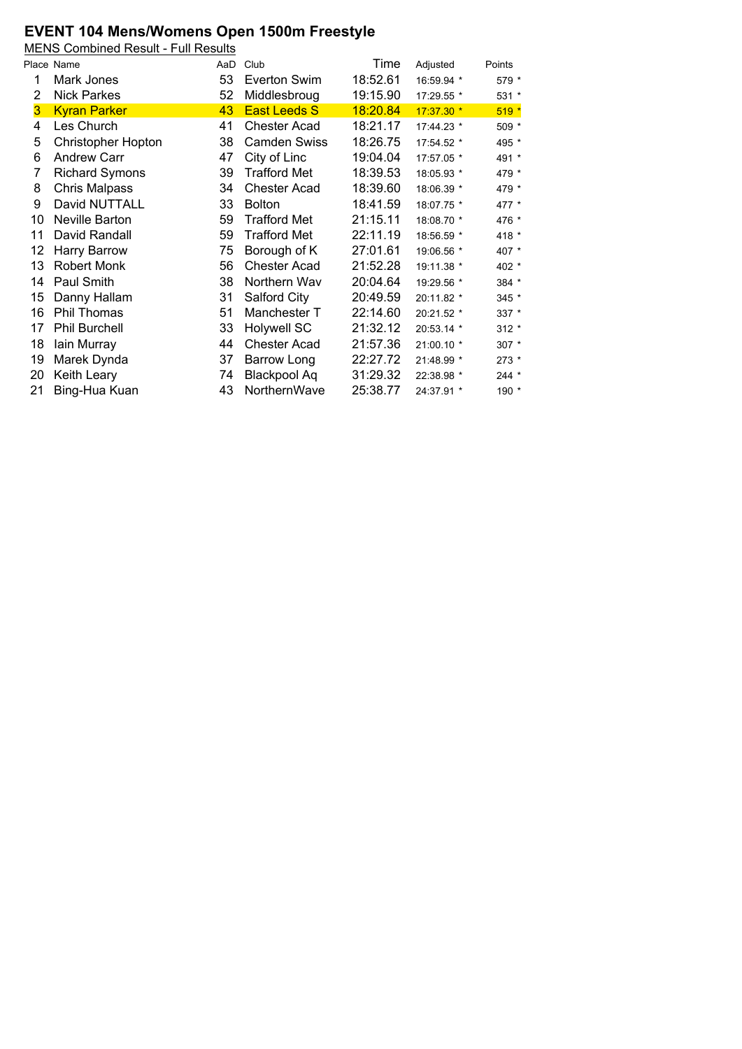# EVENT 104 Mens/Womens Open 1500m Freestyle

MENS Combined Result - Full Results

| Place | Name | AaD | Club | Time | Adjusted | Points |
|---|---|---|---|---|---|---|
| 1 | Mark Jones | 53 | Everton Swim | 18:52.61 | 16:59.94 * | 579 * |
| 2 | Nick Parkes | 52 | Middlesbroug | 19:15.90 | 17:29.55 * | 531 * |
| 3 | Kyran Parker | 43 | East Leeds S | 18:20.84 | 17:37.30 * | 519 * |
| 4 | Les Church | 41 | Chester Acad | 18:21.17 | 17:44.23 * | 509 * |
| 5 | Christopher Hopton | 38 | Camden Swiss | 18:26.75 | 17:54.52 * | 495 * |
| 6 | Andrew Carr | 47 | City of Linc | 19:04.04 | 17:57.05 * | 491 * |
| 7 | Richard Symons | 39 | Trafford Met | 18:39.53 | 18:05.93 * | 479 * |
| 8 | Chris Malpass | 34 | Chester Acad | 18:39.60 | 18:06.39 * | 479 * |
| 9 | David NUTTALL | 33 | Bolton | 18:41.59 | 18:07.75 * | 477 * |
| 10 | Neville Barton | 59 | Trafford Met | 21:15.11 | 18:08.70 * | 476 * |
| 11 | David Randall | 59 | Trafford Met | 22:11.19 | 18:56.59 * | 418 * |
| 12 | Harry Barrow | 75 | Borough of K | 27:01.61 | 19:06.56 * | 407 * |
| 13 | Robert Monk | 56 | Chester Acad | 21:52.28 | 19:11.38 * | 402 * |
| 14 | Paul Smith | 38 | Northern Wav | 20:04.64 | 19:29.56 * | 384 * |
| 15 | Danny Hallam | 31 | Salford City | 20:49.59 | 20:11.82 * | 345 * |
| 16 | Phil Thomas | 51 | Manchester T | 22:14.60 | 20:21.52 * | 337 * |
| 17 | Phil Burchell | 33 | Holywell SC | 21:32.12 | 20:53.14 * | 312 * |
| 18 | Iain Murray | 44 | Chester Acad | 21:57.36 | 21:00.10 * | 307 * |
| 19 | Marek Dynda | 37 | Barrow Long | 22:27.72 | 21:48.99 * | 273 * |
| 20 | Keith Leary | 74 | Blackpool Aq | 31:29.32 | 22:38.98 * | 244 * |
| 21 | Bing-Hua Kuan | 43 | NorthernWave | 25:38.77 | 24:37.91 * | 190 * |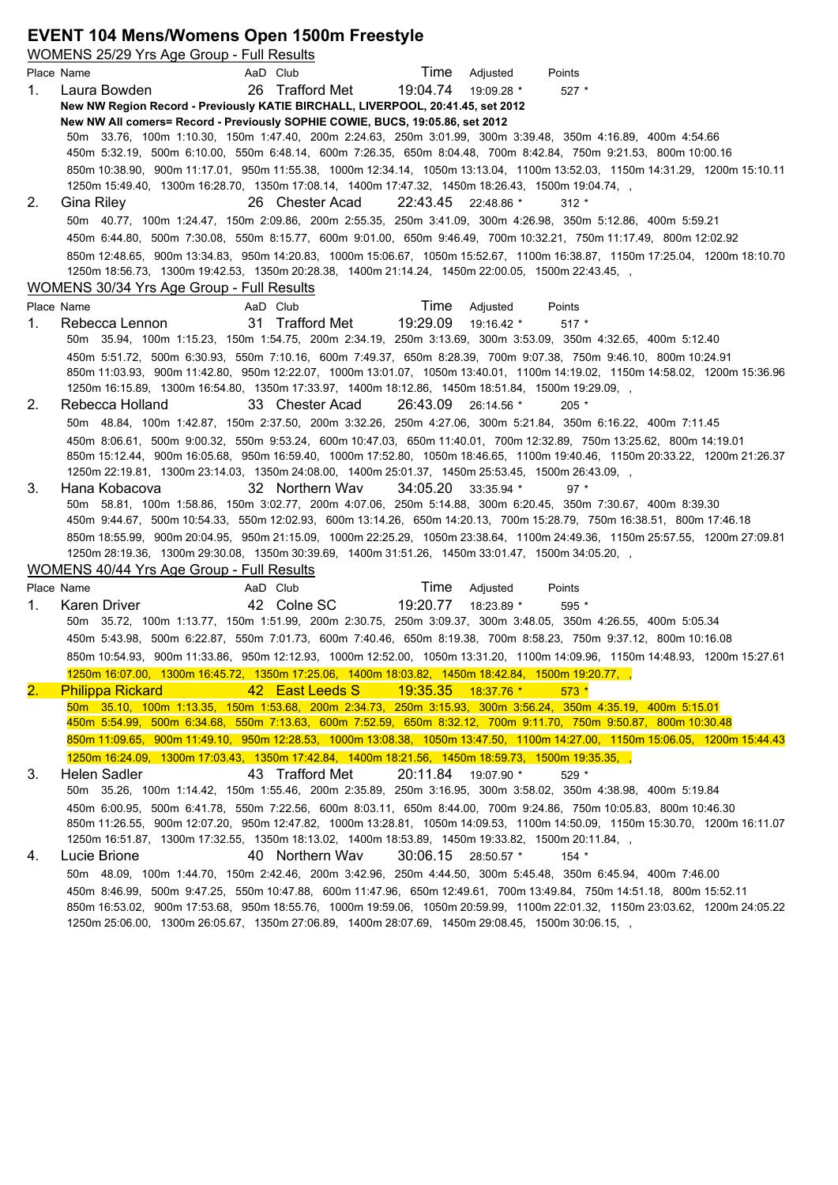# EVENT 104 Mens/Womens Open 1500m Freestyle

## WOMENS 25/29 Yrs Age Group - Full Results

| Place | Name | AaD | Club | Time | Adjusted | Points |
|---|---|---|---|---|---|---|
| 1. | Laura Bowden | 26 | Trafford Met | 19:04.74 | 19:09.28 * | 527 * |

**New NW Region Record - Previously KATIE BIRCHALL, LIVERPOOL, 20:41.45, set 2012**

**New NW All comers= Record - Previously SOPHIE COWIE, BUCS, 19:05.86, set 2012**

50m 33.76, 100m 1:10.30, 150m 1:47.40, 200m 2:24.63, 250m 3:01.99, 300m 3:39.48, 350m 4:16.89, 400m 4:54.66
450m 5:32.19, 500m 6:10.00, 550m 6:48.14, 600m 7:26.35, 650m 8:04.48, 700m 8:42.84, 750m 9:21.53, 800m 10:00.16
850m 10:38.90, 900m 11:17.01, 950m 11:55.38, 1000m 12:34.14, 1050m 13:13.04, 1100m 13:52.03, 1150m 14:31.29, 1200m 15:10.11
1250m 15:49.40, 1300m 16:28.70, 1350m 17:08.14, 1400m 17:47.32, 1450m 18:26.43, 1500m 19:04.74, ,

| Place | Name | AaD | Club | Time | Adjusted | Points |
|---|---|---|---|---|---|---|
| 2. | Gina Riley | 26 | Chester Acad | 22:43.45 | 22:48.86 * | 312 * |

50m 40.77, 100m 1:24.47, 150m 2:09.86, 200m 2:55.35, 250m 3:41.09, 300m 4:26.98, 350m 5:12.86, 400m 5:59.21
450m 6:44.80, 500m 7:30.08, 550m 8:15.77, 600m 9:01.00, 650m 9:46.49, 700m 10:32.21, 750m 11:17.49, 800m 12:02.92
850m 12:48.65, 900m 13:34.83, 950m 14:20.83, 1000m 15:06.67, 1050m 15:52.67, 1100m 16:38.87, 1150m 17:25.04, 1200m 18:10.70
1250m 18:56.73, 1300m 19:42.53, 1350m 20:28.38, 1400m 21:14.24, 1450m 22:00.05, 1500m 22:43.45, ,

## WOMENS 30/34 Yrs Age Group - Full Results

| Place | Name | AaD | Club | Time | Adjusted | Points |
|---|---|---|---|---|---|---|
| 1. | Rebecca Lennon | 31 | Trafford Met | 19:29.09 | 19:16.42 * | 517 * |

50m 35.94, 100m 1:15.23, 150m 1:54.75, 200m 2:34.19, 250m 3:13.69, 300m 3:53.09, 350m 4:32.65, 400m 5:12.40
450m 5:51.72, 500m 6:30.93, 550m 7:10.16, 600m 7:49.37, 650m 8:28.39, 700m 9:07.38, 750m 9:46.10, 800m 10:24.91
850m 11:03.93, 900m 11:42.80, 950m 12:22.07, 1000m 13:01.07, 1050m 13:40.01, 1100m 14:19.02, 1150m 14:58.02, 1200m 15:36.96
1250m 16:15.89, 1300m 16:54.80, 1350m 17:33.97, 1400m 18:12.86, 1450m 18:51.84, 1500m 19:29.09, ,

| Place | Name | AaD | Club | Time | Adjusted | Points |
|---|---|---|---|---|---|---|
| 2. | Rebecca Holland | 33 | Chester Acad | 26:43.09 | 26:14.56 * | 205 * |

50m 48.84, 100m 1:42.87, 150m 2:37.50, 200m 3:32.26, 250m 4:27.06, 300m 5:21.84, 350m 6:16.22, 400m 7:11.45
450m 8:06.61, 500m 9:00.32, 550m 9:53.24, 600m 10:47.03, 650m 11:40.01, 700m 12:32.89, 750m 13:25.62, 800m 14:19.01
850m 15:12.44, 900m 16:05.68, 950m 16:59.40, 1000m 17:52.80, 1050m 18:46.65, 1100m 19:40.46, 1150m 20:33.22, 1200m 21:26.37
1250m 22:19.81, 1300m 23:14.03, 1350m 24:08.00, 1400m 25:01.37, 1450m 25:53.45, 1500m 26:43.09, ,

| Place | Name | AaD | Club | Time | Adjusted | Points |
|---|---|---|---|---|---|---|
| 3. | Hana Kobacova | 32 | Northern Wav | 34:05.20 | 33:35.94 * | 97 * |

50m 58.81, 100m 1:58.86, 150m 3:02.77, 200m 4:07.06, 250m 5:14.88, 300m 6:20.45, 350m 7:30.67, 400m 8:39.30
450m 9:44.67, 500m 10:54.33, 550m 12:02.93, 600m 13:14.26, 650m 14:20.13, 700m 15:28.79, 750m 16:38.51, 800m 17:46.18
850m 18:55.99, 900m 20:04.95, 950m 21:15.09, 1000m 22:25.29, 1050m 23:38.64, 1100m 24:49.36, 1150m 25:57.55, 1200m 27:09.81
1250m 28:19.36, 1300m 29:30.08, 1350m 30:39.69, 1400m 31:51.26, 1450m 33:01.47, 1500m 34:05.20, ,

## WOMENS 40/44 Yrs Age Group - Full Results

| Place | Name | AaD | Club | Time | Adjusted | Points |
|---|---|---|---|---|---|---|
| 1. | Karen Driver | 42 | Colne SC | 19:20.77 | 18:23.89 * | 595 * |

50m 35.72, 100m 1:13.77, 150m 1:51.99, 200m 2:30.75, 250m 3:09.37, 300m 3:48.05, 350m 4:26.55, 400m 5:05.34
450m 5:43.98, 500m 6:22.87, 550m 7:01.73, 600m 7:40.46, 650m 8:19.38, 700m 8:58.23, 750m 9:37.12, 800m 10:16.08
850m 10:54.93, 900m 11:33.86, 950m 12:12.93, 1000m 12:52.00, 1050m 13:31.20, 1100m 14:09.96, 1150m 14:48.93, 1200m 15:27.61
1250m 16:07.00, 1300m 16:45.72, 1350m 17:25.06, 1400m 18:03.82, 1450m 18:42.84, 1500m 19:20.77, ,

| Place | Name | AaD | Club | Time | Adjusted | Points |
|---|---|---|---|---|---|---|
| 2. | Philippa Rickard | 42 | East Leeds S | 19:35.35 | 18:37.76 * | 573 * |

50m 35.10, 100m 1:13.35, 150m 1:53.68, 200m 2:34.73, 250m 3:15.93, 300m 3:56.24, 350m 4:35.19, 400m 5:15.01
450m 5:54.99, 500m 6:34.68, 550m 7:13.63, 600m 7:52.59, 650m 8:32.12, 700m 9:11.70, 750m 9:50.87, 800m 10:30.48
850m 11:09.65, 900m 11:49.10, 950m 12:28.53, 1000m 13:08.38, 1050m 13:47.50, 1100m 14:27.00, 1150m 15:06.05, 1200m 15:44.43
1250m 16:24.09, 1300m 17:03.43, 1350m 17:42.84, 1400m 18:21.56, 1450m 18:59.73, 1500m 19:35.35, ,

| Place | Name | AaD | Club | Time | Adjusted | Points |
|---|---|---|---|---|---|---|
| 3. | Helen Sadler | 43 | Trafford Met | 20:11.84 | 19:07.90 * | 529 * |

50m 35.26, 100m 1:14.42, 150m 1:55.46, 200m 2:35.89, 250m 3:16.95, 300m 3:58.02, 350m 4:38.98, 400m 5:19.84
450m 6:00.95, 500m 6:41.78, 550m 7:22.56, 600m 8:03.11, 650m 8:44.00, 700m 9:24.86, 750m 10:05.83, 800m 10:46.30
850m 11:26.55, 900m 12:07.20, 950m 12:47.82, 1000m 13:28.81, 1050m 14:09.53, 1100m 14:50.09, 1150m 15:30.70, 1200m 16:11.07
1250m 16:51.87, 1300m 17:32.55, 1350m 18:13.02, 1400m 18:53.89, 1450m 19:33.82, 1500m 20:11.84, ,

| Place | Name | AaD | Club | Time | Adjusted | Points |
|---|---|---|---|---|---|---|
| 4. | Lucie Brione | 40 | Northern Wav | 30:06.15 | 28:50.57 * | 154 * |

50m 48.09, 100m 1:44.70, 150m 2:42.46, 200m 3:42.96, 250m 4:44.50, 300m 5:45.48, 350m 6:45.94, 400m 7:46.00
450m 8:46.99, 500m 9:47.25, 550m 10:47.88, 600m 11:47.96, 650m 12:49.61, 700m 13:49.84, 750m 14:51.18, 800m 15:52.11
850m 16:53.02, 900m 17:53.68, 950m 18:55.76, 1000m 19:59.06, 1050m 20:59.99, 1100m 22:01.32, 1150m 23:03.62, 1200m 24:05.22
1250m 25:06.00, 1300m 26:05.67, 1350m 27:06.89, 1400m 28:07.69, 1450m 29:08.45, 1500m 30:06.15, ,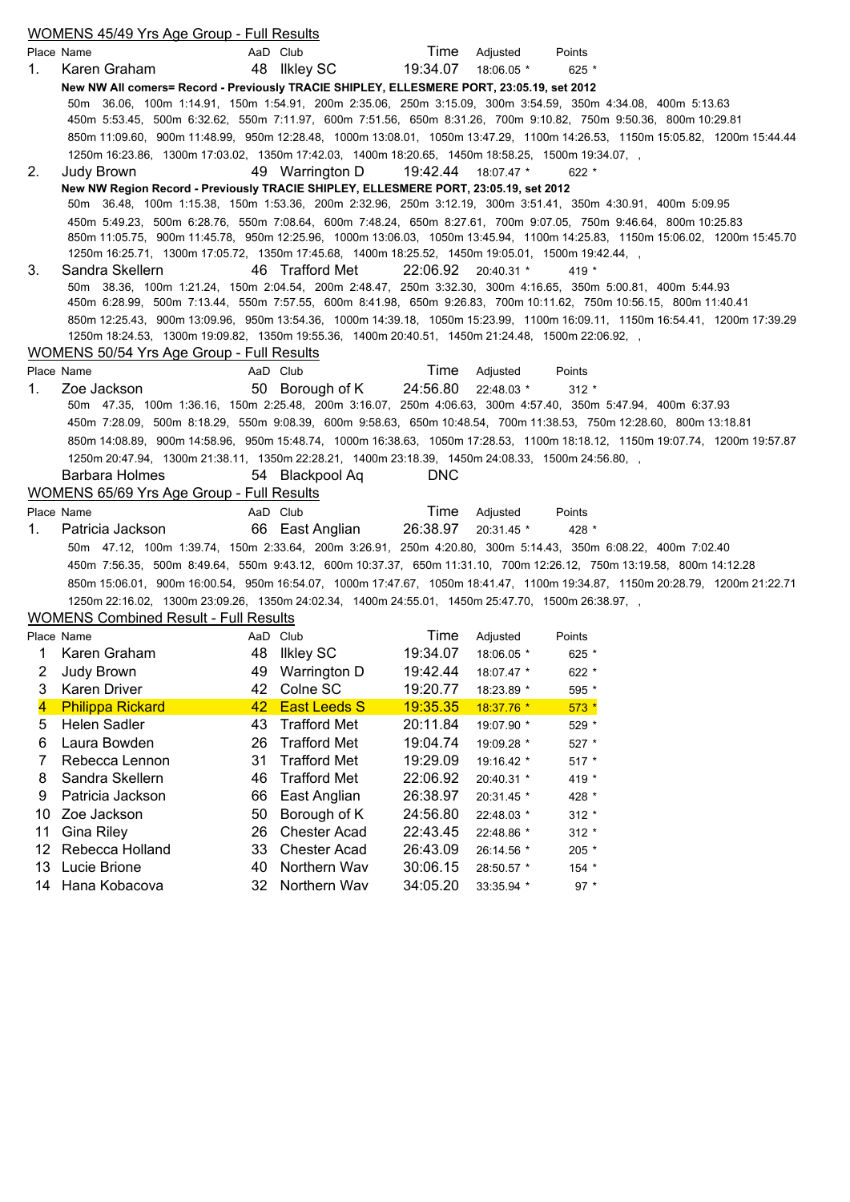## WOMENS 45/49 Yrs Age Group - Full Results

| Place | Name | AaD | Club | Time | Adjusted | Points |
|---|---|---|---|---|---|---|
| 1. | Karen Graham | 48 | Ilkley SC | 19:34.07 | 18:06.05 * | 625 * |

**New NW All comers= Record - Previously TRACIE SHIPLEY, ELLESMERE PORT, 23:05.19, set 2012**

50m 36.06, 100m 1:14.91, 150m 1:54.91, 200m 2:35.06, 250m 3:15.09, 300m 3:54.59, 350m 4:34.08, 400m 5:13.63
450m 5:53.45, 500m 6:32.62, 550m 7:11.97, 600m 7:51.56, 650m 8:31.26, 700m 9:10.82, 750m 9:50.36, 800m 10:29.81
850m 11:09.60, 900m 11:48.99, 950m 12:28.48, 1000m 13:08.01, 1050m 13:47.29, 1100m 14:26.53, 1150m 15:05.82, 1200m 15:44.44
1250m 16:23.86, 1300m 17:03.02, 1350m 17:42.03, 1400m 18:20.65, 1450m 18:58.25, 1500m 19:34.07, ,

| Place | Name | AaD | Club | Time | Adjusted | Points |
|---|---|---|---|---|---|---|
| 2. | Judy Brown | 49 | Warrington D | 19:42.44 | 18:07.47 * | 622 * |

**New NW Region Record - Previously TRACIE SHIPLEY, ELLESMERE PORT, 23:05.19, set 2012**

50m 36.48, 100m 1:15.38, 150m 1:53.36, 200m 2:32.96, 250m 3:12.19, 300m 3:51.41, 350m 4:30.91, 400m 5:09.95
450m 5:49.23, 500m 6:28.76, 550m 7:08.64, 600m 7:48.24, 650m 8:27.61, 700m 9:07.05, 750m 9:46.64, 800m 10:25.83
850m 11:05.75, 900m 11:45.78, 950m 12:25.96, 1000m 13:06.03, 1050m 13:45.94, 1100m 14:25.83, 1150m 15:06.02, 1200m 15:45.70
1250m 16:25.71, 1300m 17:05.72, 1350m 17:45.68, 1400m 18:25.52, 1450m 19:05.01, 1500m 19:42.44, ,

| Place | Name | AaD | Club | Time | Adjusted | Points |
|---|---|---|---|---|---|---|
| 3. | Sandra Skellern | 46 | Trafford Met | 22:06.92 | 20:40.31 * | 419 * |

50m 38.36, 100m 1:21.24, 150m 2:04.54, 200m 2:48.47, 250m 3:32.30, 300m 4:16.65, 350m 5:00.81, 400m 5:44.93
450m 6:28.99, 500m 7:13.44, 550m 7:57.55, 600m 8:41.98, 650m 9:26.83, 700m 10:11.62, 750m 10:56.15, 800m 11:40.41
850m 12:25.43, 900m 13:09.96, 950m 13:54.36, 1000m 14:39.18, 1050m 15:23.99, 1100m 16:09.11, 1150m 16:54.41, 1200m 17:39.29
1250m 18:24.53, 1300m 19:09.82, 1350m 19:55.36, 1400m 20:40.51, 1450m 21:24.48, 1500m 22:06.92, ,

## WOMENS 50/54 Yrs Age Group - Full Results

| Place | Name | AaD | Club | Time | Adjusted | Points |
|---|---|---|---|---|---|---|
| 1. | Zoe Jackson | 50 | Borough of K | 24:56.80 | 22:48.03 * | 312 * |

50m 47.35, 100m 1:36.16, 150m 2:25.48, 200m 3:16.07, 250m 4:06.63, 300m 4:57.40, 350m 5:47.94, 400m 6:37.93
450m 7:28.09, 500m 8:18.29, 550m 9:08.39, 600m 9:58.63, 650m 10:48.54, 700m 11:38.53, 750m 12:28.60, 800m 13:18.81
850m 14:08.89, 900m 14:58.96, 950m 15:48.74, 1000m 16:38.63, 1050m 17:28.53, 1100m 18:18.12, 1150m 19:07.74, 1200m 19:57.87
1250m 20:47.94, 1300m 21:38.11, 1350m 22:28.21, 1400m 23:18.39, 1450m 24:08.33, 1500m 24:56.80, ,

| Place | Name | AaD | Club | Time | Adjusted | Points |
|---|---|---|---|---|---|---|
| | Barbara Holmes | 54 | Blackpool Aq | DNC | | |

## WOMENS 65/69 Yrs Age Group - Full Results

| Place | Name | AaD | Club | Time | Adjusted | Points |
|---|---|---|---|---|---|---|
| 1. | Patricia Jackson | 66 | East Anglian | 26:38.97 | 20:31.45 * | 428 * |

50m 47.12, 100m 1:39.74, 150m 2:33.64, 200m 3:26.91, 250m 4:20.80, 300m 5:14.43, 350m 6:08.22, 400m 7:02.40
450m 7:56.35, 500m 8:49.64, 550m 9:43.12, 600m 10:37.37, 650m 11:31.10, 700m 12:26.12, 750m 13:19.58, 800m 14:12.28
850m 15:06.01, 900m 16:00.54, 950m 16:54.07, 1000m 17:47.67, 1050m 18:41.47, 1100m 19:34.87, 1150m 20:28.79, 1200m 21:22.71
1250m 22:16.02, 1300m 23:09.26, 1350m 24:02.34, 1400m 24:55.01, 1450m 25:47.70, 1500m 26:38.97, ,

## WOMENS Combined Result - Full Results

| Place | Name | AaD | Club | Time | Adjusted | Points |
|---|---|---|---|---|---|---|
| 1 | Karen Graham | 48 | Ilkley SC | 19:34.07 | 18:06.05 * | 625 * |
| 2 | Judy Brown | 49 | Warrington D | 19:42.44 | 18:07.47 * | 622 * |
| 3 | Karen Driver | 42 | Colne SC | 19:20.77 | 18:23.89 * | 595 * |
| 4 | Philippa Rickard | 42 | East Leeds S | 19:35.35 | 18:37.76 * | 573 * |
| 5 | Helen Sadler | 43 | Trafford Met | 20:11.84 | 19:07.90 * | 529 * |
| 6 | Laura Bowden | 26 | Trafford Met | 19:04.74 | 19:09.28 * | 527 * |
| 7 | Rebecca Lennon | 31 | Trafford Met | 19:29.09 | 19:16.42 * | 517 * |
| 8 | Sandra Skellern | 46 | Trafford Met | 22:06.92 | 20:40.31 * | 419 * |
| 9 | Patricia Jackson | 66 | East Anglian | 26:38.97 | 20:31.45 * | 428 * |
| 10 | Zoe Jackson | 50 | Borough of K | 24:56.80 | 22:48.03 * | 312 * |
| 11 | Gina Riley | 26 | Chester Acad | 22:43.45 | 22:48.86 * | 312 * |
| 12 | Rebecca Holland | 33 | Chester Acad | 26:43.09 | 26:14.56 * | 205 * |
| 13 | Lucie Brione | 40 | Northern Wav | 30:06.15 | 28:50.57 * | 154 * |
| 14 | Hana Kobacova | 32 | Northern Wav | 34:05.20 | 33:35.94 * | 97 * |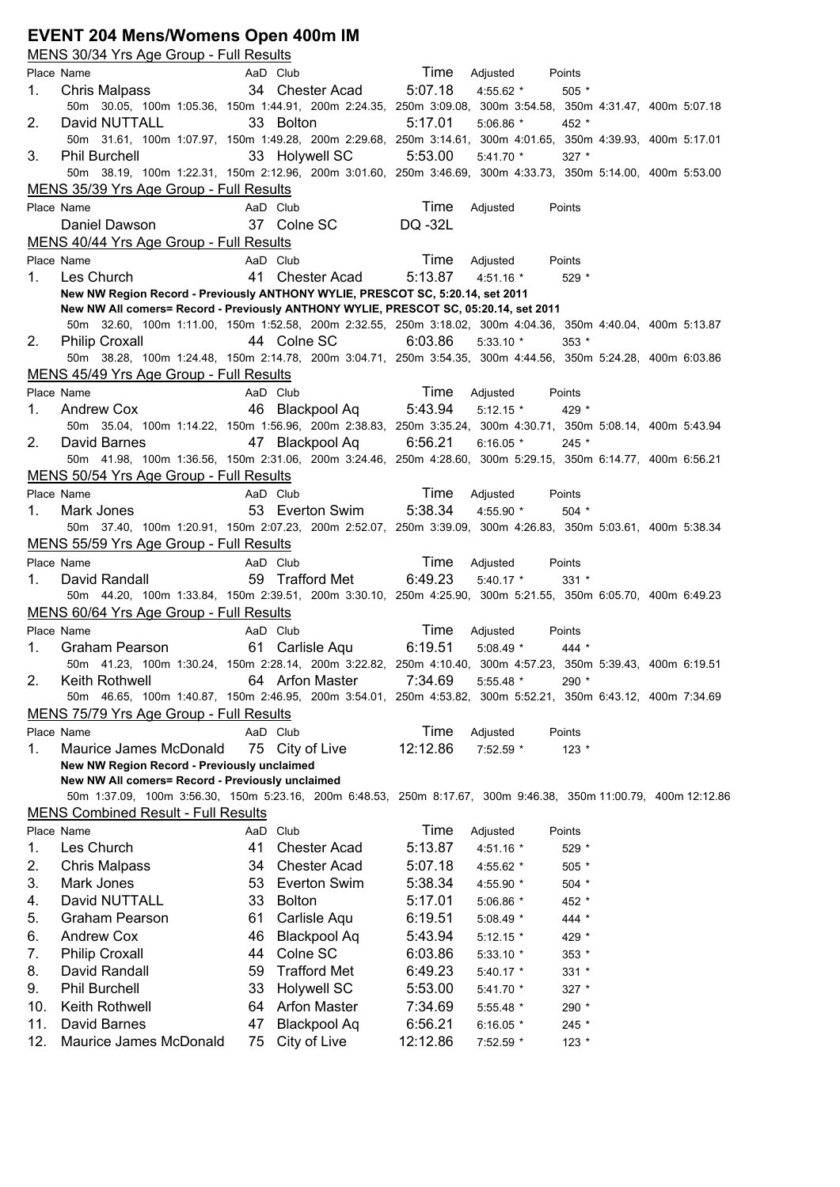# EVENT 204 Mens/Womens Open 400m IM

## MENS 30/34 Yrs Age Group - Full Results

| Place | Name | AaD | Club | Time | Adjusted | Points |
|---|---|---|---|---|---|---|
| 1. | Chris Malpass | 34 | Chester Acad | 5:07.18 | 4:55.62 * | 505 * |

50m 30.05, 100m 1:05.36, 150m 1:44.91, 200m 2:24.35, 250m 3:09.08, 300m 3:54.58, 350m 4:31.47, 400m 5:07.18

| Place | Name | AaD | Club | Time | Adjusted | Points |
|---|---|---|---|---|---|---|
| 2. | David NUTTALL | 33 | Bolton | 5:17.01 | 5:06.86 * | 452 * |

50m 31.61, 100m 1:07.97, 150m 1:49.28, 200m 2:29.68, 250m 3:14.61, 300m 4:01.65, 350m 4:39.93, 400m 5:17.01

| Place | Name | AaD | Club | Time | Adjusted | Points |
|---|---|---|---|---|---|---|
| 3. | Phil Burchell | 33 | Holywell SC | 5:53.00 | 5:41.70 * | 327 * |

50m 38.19, 100m 1:22.31, 150m 2:12.96, 200m 3:01.60, 250m 3:46.69, 300m 4:33.73, 350m 5:14.00, 400m 5:53.00

## MENS 35/39 Yrs Age Group - Full Results

| Place | Name | AaD | Club | Time | Adjusted | Points |
|---|---|---|---|---|---|---|
| | Daniel Dawson | 37 | Colne SC | DQ -32L | | |

## MENS 40/44 Yrs Age Group - Full Results

| Place | Name | AaD | Club | Time | Adjusted | Points |
|---|---|---|---|---|---|---|
| 1. | Les Church | 41 | Chester Acad | 5:13.87 | 4:51.16 * | 529 * |

**New NW Region Record - Previously ANTHONY WYLIE, PRESCOT SC, 5:20.14, set 2011**
**New NW All comers= Record - Previously ANTHONY WYLIE, PRESCOT SC, 05:20.14, set 2011**

50m 32.60, 100m 1:11.00, 150m 1:52.58, 200m 2:32.55, 250m 3:18.02, 300m 4:04.36, 350m 4:40.04, 400m 5:13.87

| Place | Name | AaD | Club | Time | Adjusted | Points |
|---|---|---|---|---|---|---|
| 2. | Philip Croxall | 44 | Colne SC | 6:03.86 | 5:33.10 * | 353 * |

50m 38.28, 100m 1:24.48, 150m 2:14.78, 200m 3:04.71, 250m 3:54.35, 300m 4:44.56, 350m 5:24.28, 400m 6:03.86

## MENS 45/49 Yrs Age Group - Full Results

| Place | Name | AaD | Club | Time | Adjusted | Points |
|---|---|---|---|---|---|---|
| 1. | Andrew Cox | 46 | Blackpool Aq | 5:43.94 | 5:12.15 * | 429 * |

50m 35.04, 100m 1:14.22, 150m 1:56.96, 200m 2:38.83, 250m 3:35.24, 300m 4:30.71, 350m 5:08.14, 400m 5:43.94

| Place | Name | AaD | Club | Time | Adjusted | Points |
|---|---|---|---|---|---|---|
| 2. | David Barnes | 47 | Blackpool Aq | 6:56.21 | 6:16.05 * | 245 * |

50m 41.98, 100m 1:36.56, 150m 2:31.06, 200m 3:24.46, 250m 4:28.60, 300m 5:29.15, 350m 6:14.77, 400m 6:56.21

## MENS 50/54 Yrs Age Group - Full Results

| Place | Name | AaD | Club | Time | Adjusted | Points |
|---|---|---|---|---|---|---|
| 1. | Mark Jones | 53 | Everton Swim | 5:38.34 | 4:55.90 * | 504 * |

50m 37.40, 100m 1:20.91, 150m 2:07.23, 200m 2:52.07, 250m 3:39.09, 300m 4:26.83, 350m 5:03.61, 400m 5:38.34

## MENS 55/59 Yrs Age Group - Full Results

| Place | Name | AaD | Club | Time | Adjusted | Points |
|---|---|---|---|---|---|---|
| 1. | David Randall | 59 | Trafford Met | 6:49.23 | 5:40.17 * | 331 * |

50m 44.20, 100m 1:33.84, 150m 2:39.51, 200m 3:30.10, 250m 4:25.90, 300m 5:21.55, 350m 6:05.70, 400m 6:49.23

## MENS 60/64 Yrs Age Group - Full Results

| Place | Name | AaD | Club | Time | Adjusted | Points |
|---|---|---|---|---|---|---|
| 1. | Graham Pearson | 61 | Carlisle Aqu | 6:19.51 | 5:08.49 * | 444 * |

50m 41.23, 100m 1:30.24, 150m 2:28.14, 200m 3:22.82, 250m 4:10.40, 300m 4:57.23, 350m 5:39.43, 400m 6:19.51

| Place | Name | AaD | Club | Time | Adjusted | Points |
|---|---|---|---|---|---|---|
| 2. | Keith Rothwell | 64 | Arfon Master | 7:34.69 | 5:55.48 * | 290 * |

50m 46.65, 100m 1:40.87, 150m 2:46.95, 200m 3:54.01, 250m 4:53.82, 300m 5:52.21, 350m 6:43.12, 400m 7:34.69

## MENS 75/79 Yrs Age Group - Full Results

| Place | Name | AaD | Club | Time | Adjusted | Points |
|---|---|---|---|---|---|---|
| 1. | Maurice James McDonald | 75 | City of Live | 12:12.86 | 7:52.59 * | 123 * |

**New NW Region Record - Previously unclaimed**
**New NW All comers= Record - Previously unclaimed**

50m 1:37.09, 100m 3:56.30, 150m 5:23.16, 200m 6:48.53, 250m 8:17.67, 300m 9:46.38, 350m 11:00.79, 400m 12:12.86

## MENS Combined Result - Full Results

| Place | Name | AaD | Club | Time | Adjusted | Points |
|---|---|---|---|---|---|---|
| 1. | Les Church | 41 | Chester Acad | 5:13.87 | 4:51.16 * | 529 * |
| 2. | Chris Malpass | 34 | Chester Acad | 5:07.18 | 4:55.62 * | 505 * |
| 3. | Mark Jones | 53 | Everton Swim | 5:38.34 | 4:55.90 * | 504 * |
| 4. | David NUTTALL | 33 | Bolton | 5:17.01 | 5:06.86 * | 452 * |
| 5. | Graham Pearson | 61 | Carlisle Aqu | 6:19.51 | 5:08.49 * | 444 * |
| 6. | Andrew Cox | 46 | Blackpool Aq | 5:43.94 | 5:12.15 * | 429 * |
| 7. | Philip Croxall | 44 | Colne SC | 6:03.86 | 5:33.10 * | 353 * |
| 8. | David Randall | 59 | Trafford Met | 6:49.23 | 5:40.17 * | 331 * |
| 9. | Phil Burchell | 33 | Holywell SC | 5:53.00 | 5:41.70 * | 327 * |
| 10. | Keith Rothwell | 64 | Arfon Master | 7:34.69 | 5:55.48 * | 290 * |
| 11. | David Barnes | 47 | Blackpool Aq | 6:56.21 | 6:16.05 * | 245 * |
| 12. | Maurice James McDonald | 75 | City of Live | 12:12.86 | 7:52.59 * | 123 * |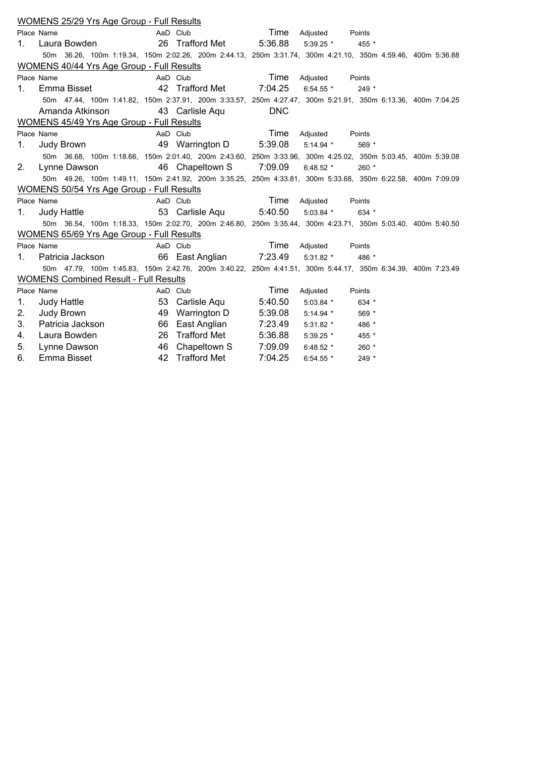## WOMENS 25/29 Yrs Age Group - Full Results

| Place | Name | AaD | Club | Time | Adjusted | Points |
|---|---|---|---|---|---|---|
| 1. | Laura Bowden | 26 | Trafford Met | 5:36.88 | 5:39.25 * | 455 * |

50m 36.26, 100m 1:19.34, 150m 2:02.26, 200m 2:44.13, 250m 3:31.74, 300m 4:21.10, 350m 4:59.46, 400m 5:36.88

## WOMENS 40/44 Yrs Age Group - Full Results

| Place | Name | AaD | Club | Time | Adjusted | Points |
|---|---|---|---|---|---|---|
| 1. | Emma Bisset | 42 | Trafford Met | 7:04.25 | 6:54.55 * | 249 * |
| | Amanda Atkinson | 43 | Carlisle Aqu | DNC | | |

Emma Bisset splits: 50m 47.44, 100m 1:41.82, 150m 2:37.91, 200m 3:33.57, 250m 4:27.47, 300m 5:21.91, 350m 6:13.36, 400m 7:04.25

## WOMENS 45/49 Yrs Age Group - Full Results

| Place | Name | AaD | Club | Time | Adjusted | Points |
|---|---|---|---|---|---|---|
| 1. | Judy Brown | 49 | Warrington D | 5:39.08 | 5:14.94 * | 569 * |
| 2. | Lynne Dawson | 46 | Chapeltown S | 7:09.09 | 6:48.52 * | 260 * |

Judy Brown splits: 50m 36.68, 100m 1:18.66, 150m 2:01.40, 200m 2:43.60, 250m 3:33.96, 300m 4:25.02, 350m 5:03.45, 400m 5:39.08

Lynne Dawson splits: 50m 49.26, 100m 1:49.11, 150m 2:41.92, 200m 3:35.25, 250m 4:33.81, 300m 5:33.68, 350m 6:22.58, 400m 7:09.09

## WOMENS 50/54 Yrs Age Group - Full Results

| Place | Name | AaD | Club | Time | Adjusted | Points |
|---|---|---|---|---|---|---|
| 1. | Judy Hattle | 53 | Carlisle Aqu | 5:40.50 | 5:03.84 * | 634 * |

50m 36.54, 100m 1:18.33, 150m 2:02.70, 200m 2:46.80, 250m 3:35.44, 300m 4:23.71, 350m 5:03.40, 400m 5:40.50

## WOMENS 65/69 Yrs Age Group - Full Results

| Place | Name | AaD | Club | Time | Adjusted | Points |
|---|---|---|---|---|---|---|
| 1. | Patricia Jackson | 66 | East Anglian | 7:23.49 | 5:31.82 * | 486 * |

50m 47.79, 100m 1:45.83, 150m 2:42.76, 200m 3:40.22, 250m 4:41.51, 300m 5:44.17, 350m 6:34.39, 400m 7:23.49

## WOMENS Combined Result - Full Results

| Place | Name | AaD | Club | Time | Adjusted | Points |
|---|---|---|---|---|---|---|
| 1. | Judy Hattle | 53 | Carlisle Aqu | 5:40.50 | 5:03.84 * | 634 * |
| 2. | Judy Brown | 49 | Warrington D | 5:39.08 | 5:14.94 * | 569 * |
| 3. | Patricia Jackson | 66 | East Anglian | 7:23.49 | 5:31.82 * | 486 * |
| 4. | Laura Bowden | 26 | Trafford Met | 5:36.88 | 5:39.25 * | 455 * |
| 5. | Lynne Dawson | 46 | Chapeltown S | 7:09.09 | 6:48.52 * | 260 * |
| 6. | Emma Bisset | 42 | Trafford Met | 7:04.25 | 6:54.55 * | 249 * |